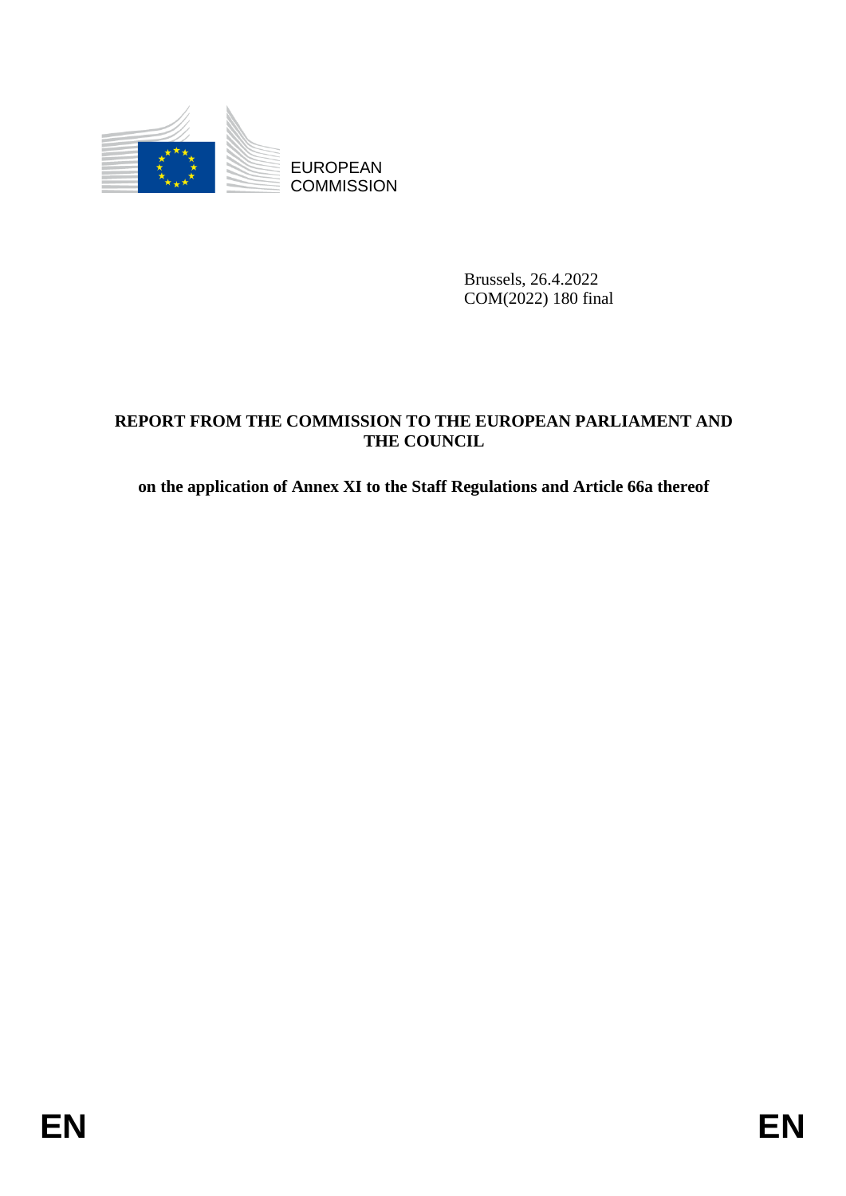EUROPEAN COMMISSION

Brussels, 26.4.2022
COM(2022) 180 final

# REPORT FROM THE COMMISSION TO THE EUROPEAN PARLIAMENT AND THE COUNCIL

## on the application of Annex XI to the Staff Regulations and Article 66a thereof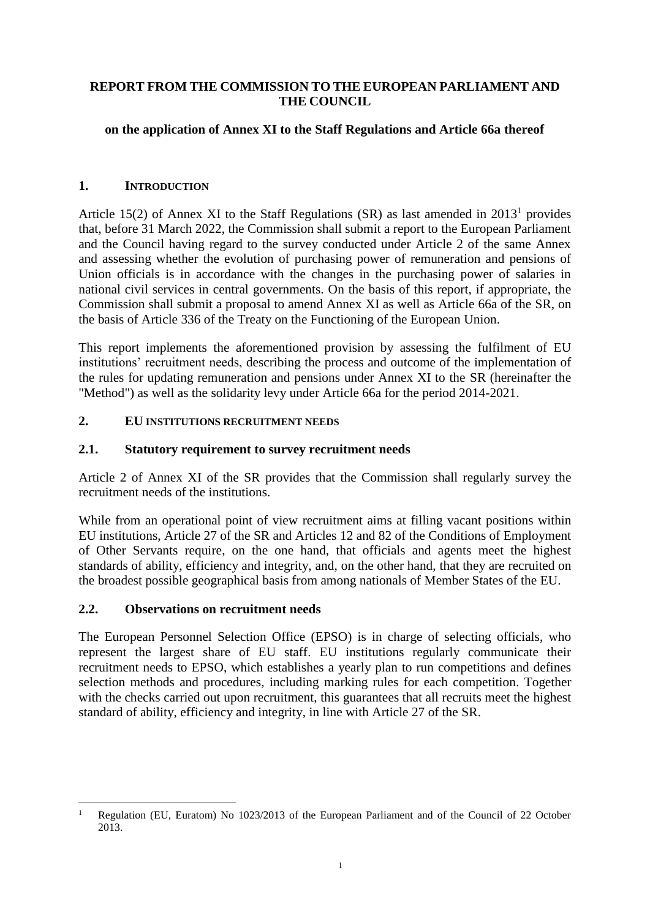**REPORT FROM THE COMMISSION TO THE EUROPEAN PARLIAMENT AND THE COUNCIL**

**on the application of Annex XI to the Staff Regulations and Article 66a thereof**

## 1. INTRODUCTION

Article 15(2) of Annex XI to the Staff Regulations (SR) as last amended in 2013[1] provides that, before 31 March 2022, the Commission shall submit a report to the European Parliament and the Council having regard to the survey conducted under Article 2 of the same Annex and assessing whether the evolution of purchasing power of remuneration and pensions of Union officials is in accordance with the changes in the purchasing power of salaries in national civil services in central governments. On the basis of this report, if appropriate, the Commission shall submit a proposal to amend Annex XI as well as Article 66a of the SR, on the basis of Article 336 of the Treaty on the Functioning of the European Union.

This report implements the aforementioned provision by assessing the fulfilment of EU institutions' recruitment needs, describing the process and outcome of the implementation of the rules for updating remuneration and pensions under Annex XI to the SR (hereinafter the "Method") as well as the solidarity levy under Article 66a for the period 2014-2021.

## 2. EU INSTITUTIONS RECRUITMENT NEEDS

### 2.1. Statutory requirement to survey recruitment needs

Article 2 of Annex XI of the SR provides that the Commission shall regularly survey the recruitment needs of the institutions.

While from an operational point of view recruitment aims at filling vacant positions within EU institutions, Article 27 of the SR and Articles 12 and 82 of the Conditions of Employment of Other Servants require, on the one hand, that officials and agents meet the highest standards of ability, efficiency and integrity, and, on the other hand, that they are recruited on the broadest possible geographical basis from among nationals of Member States of the EU.

### 2.2. Observations on recruitment needs

The European Personnel Selection Office (EPSO) is in charge of selecting officials, who represent the largest share of EU staff. EU institutions regularly communicate their recruitment needs to EPSO, which establishes a yearly plan to run competitions and defines selection methods and procedures, including marking rules for each competition. Together with the checks carried out upon recruitment, this guarantees that all recruits meet the highest standard of ability, efficiency and integrity, in line with Article 27 of the SR.

[1] Regulation (EU, Euratom) No 1023/2013 of the European Parliament and of the Council of 22 October 2013.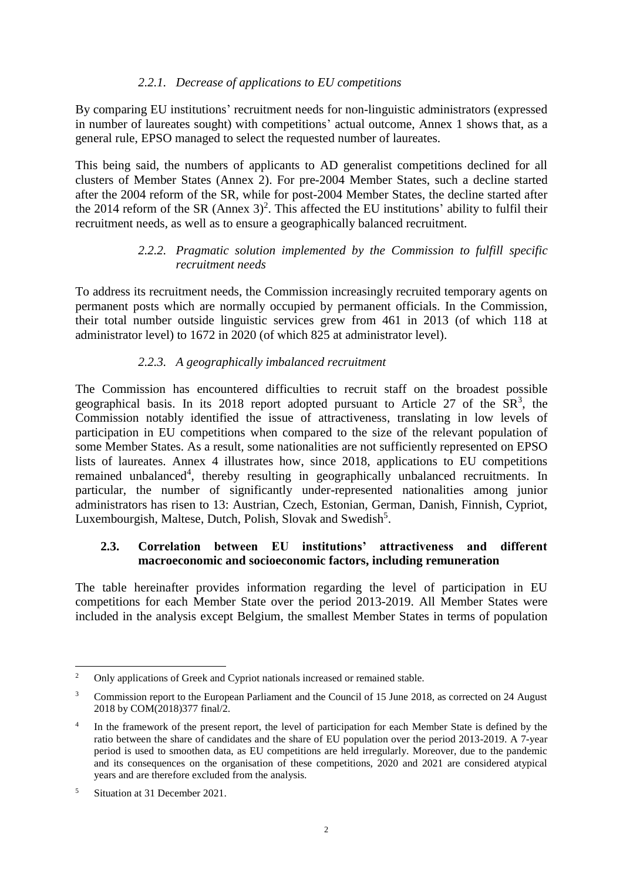### *2.2.1. Decrease of applications to EU competitions*

By comparing EU institutions' recruitment needs for non-linguistic administrators (expressed in number of laureates sought) with competitions' actual outcome, Annex 1 shows that, as a general rule, EPSO managed to select the requested number of laureates.

This being said, the numbers of applicants to AD generalist competitions declined for all clusters of Member States (Annex 2). For pre-2004 Member States, such a decline started after the 2004 reform of the SR, while for post-2004 Member States, the decline started after the 2014 reform of the SR (Annex 3)[2]. This affected the EU institutions' ability to fulfil their recruitment needs, as well as to ensure a geographically balanced recruitment.

### *2.2.2. Pragmatic solution implemented by the Commission to fulfill specific recruitment needs*

To address its recruitment needs, the Commission increasingly recruited temporary agents on permanent posts which are normally occupied by permanent officials. In the Commission, their total number outside linguistic services grew from 461 in 2013 (of which 118 at administrator level) to 1672 in 2020 (of which 825 at administrator level).

### *2.2.3. A geographically imbalanced recruitment*

The Commission has encountered difficulties to recruit staff on the broadest possible geographical basis. In its 2018 report adopted pursuant to Article 27 of the SR[3], the Commission notably identified the issue of attractiveness, translating in low levels of participation in EU competitions when compared to the size of the relevant population of some Member States. As a result, some nationalities are not sufficiently represented on EPSO lists of laureates. Annex 4 illustrates how, since 2018, applications to EU competitions remained unbalanced[4], thereby resulting in geographically unbalanced recruitments. In particular, the number of significantly under-represented nationalities among junior administrators has risen to 13: Austrian, Czech, Estonian, German, Danish, Finnish, Cypriot, Luxembourgish, Maltese, Dutch, Polish, Slovak and Swedish[5].

## **2.3. Correlation between EU institutions' attractiveness and different macroeconomic and socioeconomic factors, including remuneration**

The table hereinafter provides information regarding the level of participation in EU competitions for each Member State over the period 2013-2019. All Member States were included in the analysis except Belgium, the smallest Member States in terms of population

---

[2] Only applications of Greek and Cypriot nationals increased or remained stable.

[3] Commission report to the European Parliament and the Council of 15 June 2018, as corrected on 24 August 2018 by COM(2018)377 final/2.

[4] In the framework of the present report, the level of participation for each Member State is defined by the ratio between the share of candidates and the share of EU population over the period 2013-2019. A 7-year period is used to smoothen data, as EU competitions are held irregularly. Moreover, due to the pandemic and its consequences on the organisation of these competitions, 2020 and 2021 are considered atypical years and are therefore excluded from the analysis.

[5] Situation at 31 December 2021.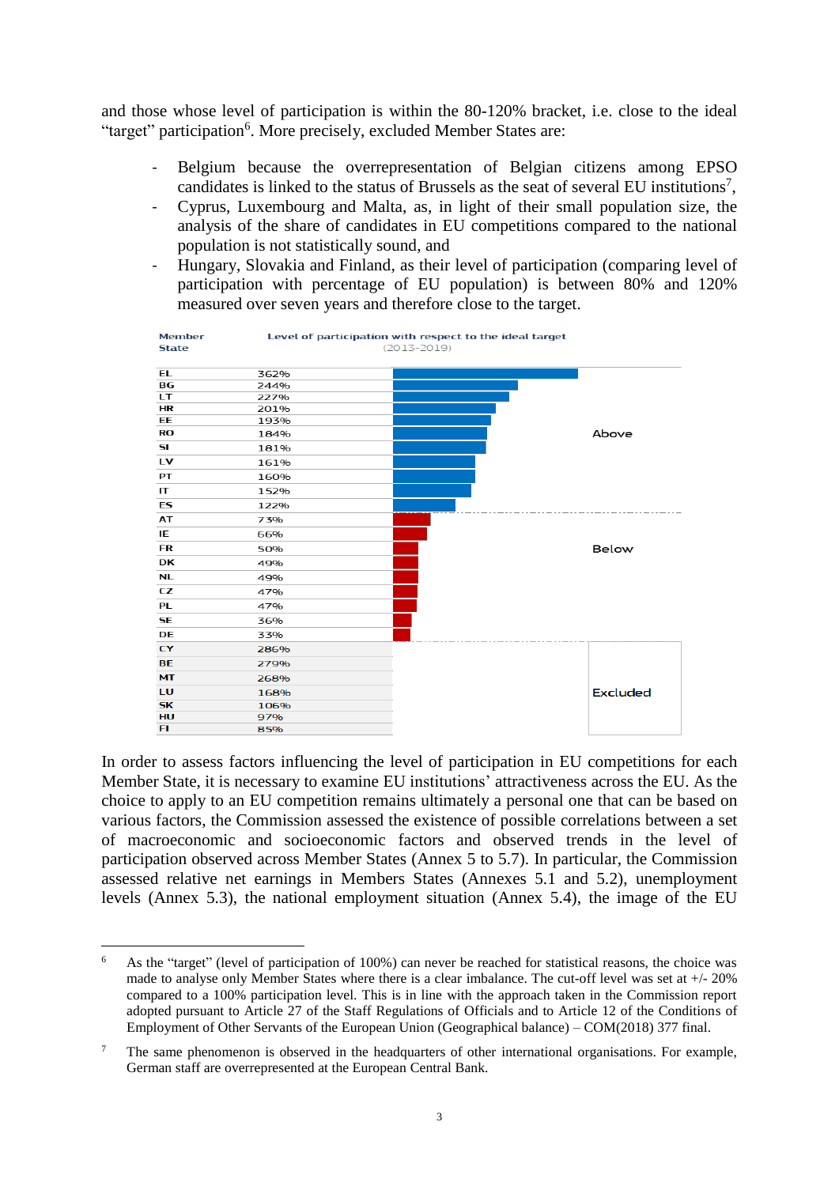and those whose level of participation is within the 80-120% bracket, i.e. close to the ideal "target" participation[6]. More precisely, excluded Member States are:

- Belgium because the overrepresentation of Belgian citizens among EPSO candidates is linked to the status of Brussels as the seat of several EU institutions[7],
- Cyprus, Luxembourg and Malta, as, in light of their small population size, the analysis of the share of candidates in EU competitions compared to the national population is not statistically sound, and
- Hungary, Slovakia and Finland, as their level of participation (comparing level of participation with percentage of EU population) is between 80% and 120% measured over seven years and therefore close to the target.

| Member State | Level of participation with respect to the ideal target (2013-2019) | |
|---|---|---|
| EL | 362% | Above |
| BG | 244% | Above |
| LT | 227% | Above |
| HR | 201% | Above |
| EE | 193% | Above |
| RO | 184% | Above |
| SI | 181% | Above |
| LV | 161% | Above |
| PT | 160% | Above |
| IT | 152% | Above |
| ES | 122% | Above |
| AT | 73% | Below |
| IE | 66% | Below |
| FR | 50% | Below |
| DK | 49% | Below |
| NL | 49% | Below |
| CZ | 47% | Below |
| PL | 47% | Below |
| SE | 36% | Below |
| DE | 33% | Below |
| CY | 286% | Excluded |
| BE | 279% | Excluded |
| MT | 268% | Excluded |
| LU | 168% | Excluded |
| SK | 106% | Excluded |
| HU | 97% | Excluded |
| FI | 85% | Excluded |

In order to assess factors influencing the level of participation in EU competitions for each Member State, it is necessary to examine EU institutions' attractiveness across the EU. As the choice to apply to an EU competition remains ultimately a personal one that can be based on various factors, the Commission assessed the existence of possible correlations between a set of macroeconomic and socioeconomic factors and observed trends in the level of participation observed across Member States (Annex 5 to 5.7). In particular, the Commission assessed relative net earnings in Members States (Annexes 5.1 and 5.2), unemployment levels (Annex 5.3), the national employment situation (Annex 5.4), the image of the EU

---

[6] As the "target" (level of participation of 100%) can never be reached for statistical reasons, the choice was made to analyse only Member States where there is a clear imbalance. The cut-off level was set at +/- 20% compared to a 100% participation level. This is in line with the approach taken in the Commission report adopted pursuant to Article 27 of the Staff Regulations of Officials and to Article 12 of the Conditions of Employment of Other Servants of the European Union (Geographical balance) – COM(2018) 377 final.

[7] The same phenomenon is observed in the headquarters of other international organisations. For example, German staff are overrepresented at the European Central Bank.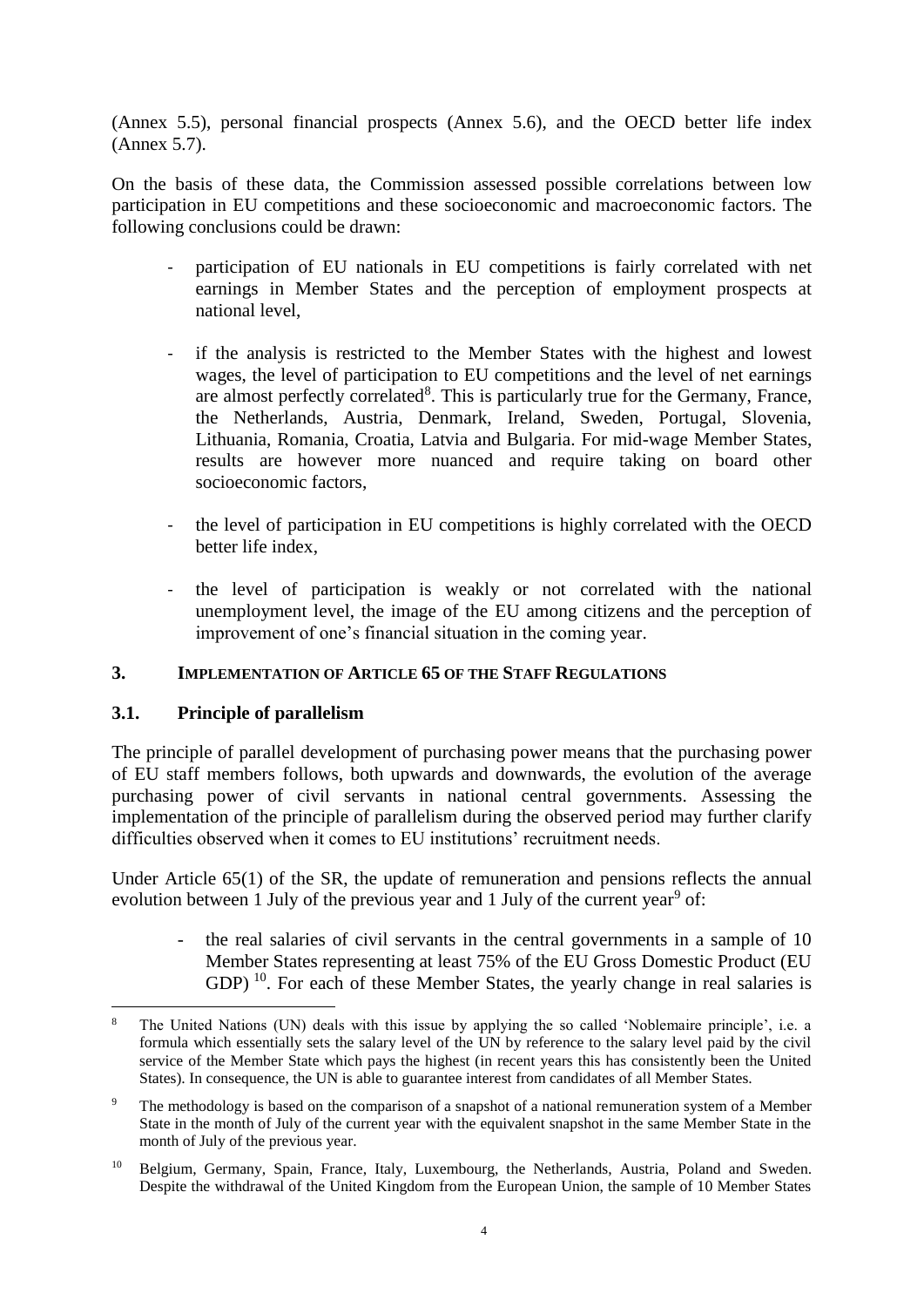(Annex 5.5), personal financial prospects (Annex 5.6), and the OECD better life index (Annex 5.7).

On the basis of these data, the Commission assessed possible correlations between low participation in EU competitions and these socioeconomic and macroeconomic factors. The following conclusions could be drawn:

- participation of EU nationals in EU competitions is fairly correlated with net earnings in Member States and the perception of employment prospects at national level,
- if the analysis is restricted to the Member States with the highest and lowest wages, the level of participation to EU competitions and the level of net earnings are almost perfectly correlated[8]. This is particularly true for the Germany, France, the Netherlands, Austria, Denmark, Ireland, Sweden, Portugal, Slovenia, Lithuania, Romania, Croatia, Latvia and Bulgaria. For mid-wage Member States, results are however more nuanced and require taking on board other socioeconomic factors,
- the level of participation in EU competitions is highly correlated with the OECD better life index,
- the level of participation is weakly or not correlated with the national unemployment level, the image of the EU among citizens and the perception of improvement of one's financial situation in the coming year.

## 3. IMPLEMENTATION OF ARTICLE 65 OF THE STAFF REGULATIONS

### 3.1. Principle of parallelism

The principle of parallel development of purchasing power means that the purchasing power of EU staff members follows, both upwards and downwards, the evolution of the average purchasing power of civil servants in national central governments. Assessing the implementation of the principle of parallelism during the observed period may further clarify difficulties observed when it comes to EU institutions' recruitment needs.

Under Article 65(1) of the SR, the update of remuneration and pensions reflects the annual evolution between 1 July of the previous year and 1 July of the current year[9] of:

- the real salaries of civil servants in the central governments in a sample of 10 Member States representing at least 75% of the EU Gross Domestic Product (EU GDP) [10]. For each of these Member States, the yearly change in real salaries is

---

[8] The United Nations (UN) deals with this issue by applying the so called 'Noblemaire principle', i.e. a formula which essentially sets the salary level of the UN by reference to the salary level paid by the civil service of the Member State which pays the highest (in recent years this has consistently been the United States). In consequence, the UN is able to guarantee interest from candidates of all Member States.

[9] The methodology is based on the comparison of a snapshot of a national remuneration system of a Member State in the month of July of the current year with the equivalent snapshot in the same Member State in the month of July of the previous year.

[10] Belgium, Germany, Spain, France, Italy, Luxembourg, the Netherlands, Austria, Poland and Sweden. Despite the withdrawal of the United Kingdom from the European Union, the sample of 10 Member States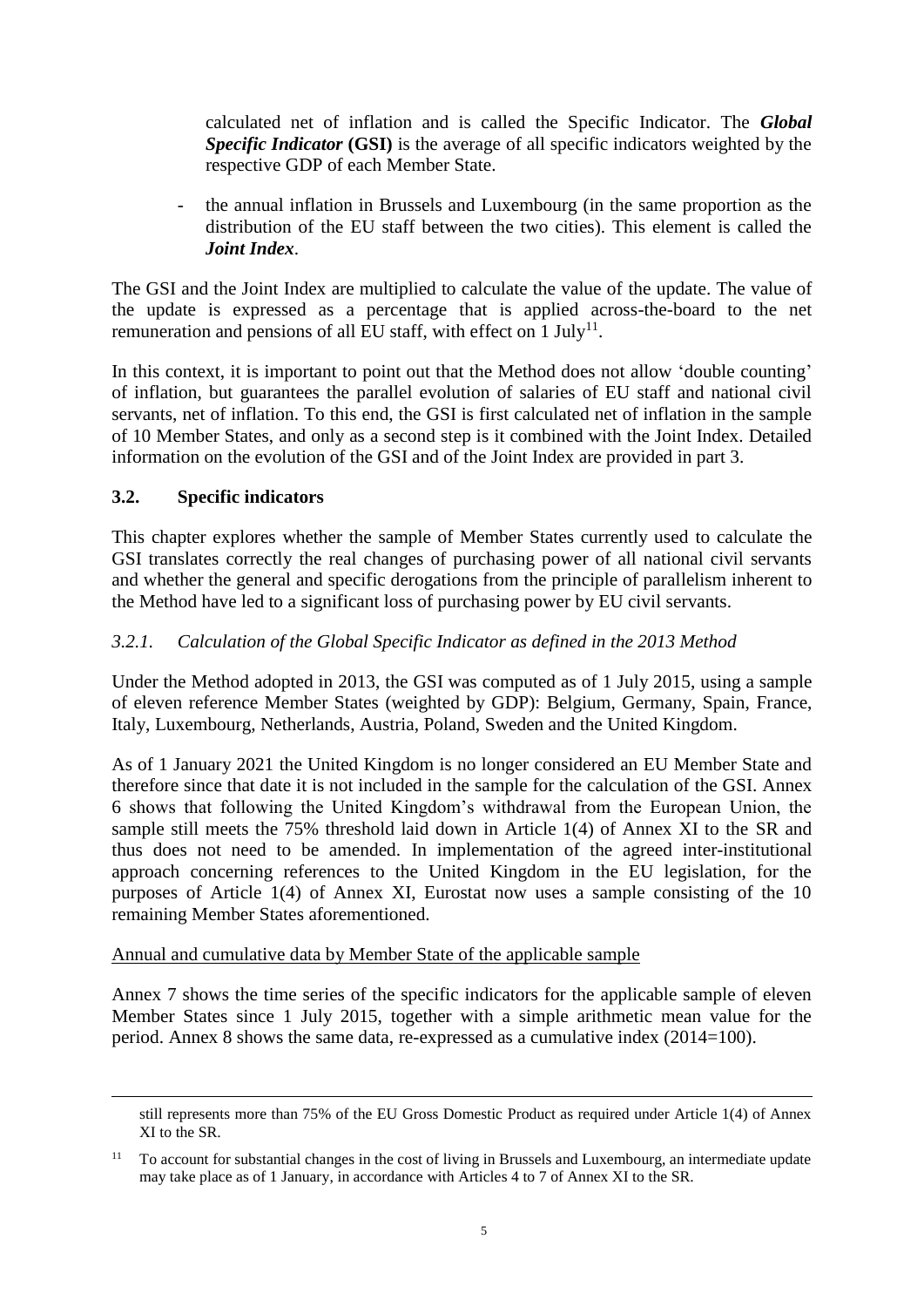calculated net of inflation and is called the Specific Indicator. The ***Global Specific Indicator*** **(GSI)** is the average of all specific indicators weighted by the respective GDP of each Member State.

- the annual inflation in Brussels and Luxembourg (in the same proportion as the distribution of the EU staff between the two cities). This element is called the ***Joint Index***.

The GSI and the Joint Index are multiplied to calculate the value of the update. The value of the update is expressed as a percentage that is applied across-the-board to the net remuneration and pensions of all EU staff, with effect on 1 July[11].

In this context, it is important to point out that the Method does not allow 'double counting' of inflation, but guarantees the parallel evolution of salaries of EU staff and national civil servants, net of inflation. To this end, the GSI is first calculated net of inflation in the sample of 10 Member States, and only as a second step is it combined with the Joint Index. Detailed information on the evolution of the GSI and of the Joint Index are provided in part 3.

### 3.2. Specific indicators

This chapter explores whether the sample of Member States currently used to calculate the GSI translates correctly the real changes of purchasing power of all national civil servants and whether the general and specific derogations from the principle of parallelism inherent to the Method have led to a significant loss of purchasing power by EU civil servants.

#### *3.2.1. Calculation of the Global Specific Indicator as defined in the 2013 Method*

Under the Method adopted in 2013, the GSI was computed as of 1 July 2015, using a sample of eleven reference Member States (weighted by GDP): Belgium, Germany, Spain, France, Italy, Luxembourg, Netherlands, Austria, Poland, Sweden and the United Kingdom.

As of 1 January 2021 the United Kingdom is no longer considered an EU Member State and therefore since that date it is not included in the sample for the calculation of the GSI. Annex 6 shows that following the United Kingdom's withdrawal from the European Union, the sample still meets the 75% threshold laid down in Article 1(4) of Annex XI to the SR and thus does not need to be amended. In implementation of the agreed inter-institutional approach concerning references to the United Kingdom in the EU legislation, for the purposes of Article 1(4) of Annex XI, Eurostat now uses a sample consisting of the 10 remaining Member States aforementioned.

<u>Annual and cumulative data by Member State of the applicable sample</u>

Annex 7 shows the time series of the specific indicators for the applicable sample of eleven Member States since 1 July 2015, together with a simple arithmetic mean value for the period. Annex 8 shows the same data, re-expressed as a cumulative index (2014=100).

---

still represents more than 75% of the EU Gross Domestic Product as required under Article 1(4) of Annex XI to the SR.

[11] To account for substantial changes in the cost of living in Brussels and Luxembourg, an intermediate update may take place as of 1 January, in accordance with Articles 4 to 7 of Annex XI to the SR.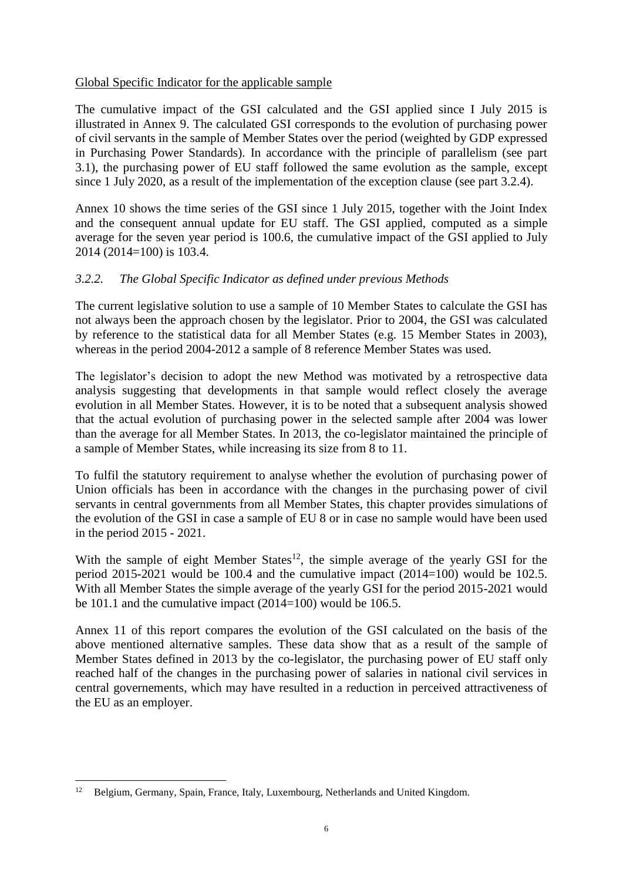Global Specific Indicator for the applicable sample

The cumulative impact of the GSI calculated and the GSI applied since I July 2015 is illustrated in Annex 9. The calculated GSI corresponds to the evolution of purchasing power of civil servants in the sample of Member States over the period (weighted by GDP expressed in Purchasing Power Standards). In accordance with the principle of parallelism (see part 3.1), the purchasing power of EU staff followed the same evolution as the sample, except since 1 July 2020, as a result of the implementation of the exception clause (see part 3.2.4).

Annex 10 shows the time series of the GSI since 1 July 2015, together with the Joint Index and the consequent annual update for EU staff. The GSI applied, computed as a simple average for the seven year period is 100.6, the cumulative impact of the GSI applied to July 2014 (2014=100) is 103.4.

### *3.2.2. The Global Specific Indicator as defined under previous Methods*

The current legislative solution to use a sample of 10 Member States to calculate the GSI has not always been the approach chosen by the legislator. Prior to 2004, the GSI was calculated by reference to the statistical data for all Member States (e.g. 15 Member States in 2003), whereas in the period 2004-2012 a sample of 8 reference Member States was used.

The legislator's decision to adopt the new Method was motivated by a retrospective data analysis suggesting that developments in that sample would reflect closely the average evolution in all Member States. However, it is to be noted that a subsequent analysis showed that the actual evolution of purchasing power in the selected sample after 2004 was lower than the average for all Member States. In 2013, the co-legislator maintained the principle of a sample of Member States, while increasing its size from 8 to 11.

To fulfil the statutory requirement to analyse whether the evolution of purchasing power of Union officials has been in accordance with the changes in the purchasing power of civil servants in central governments from all Member States, this chapter provides simulations of the evolution of the GSI in case a sample of EU 8 or in case no sample would have been used in the period 2015 - 2021.

With the sample of eight Member States[12], the simple average of the yearly GSI for the period 2015-2021 would be 100.4 and the cumulative impact (2014=100) would be 102.5. With all Member States the simple average of the yearly GSI for the period 2015-2021 would be 101.1 and the cumulative impact (2014=100) would be 106.5.

Annex 11 of this report compares the evolution of the GSI calculated on the basis of the above mentioned alternative samples. These data show that as a result of the sample of Member States defined in 2013 by the co-legislator, the purchasing power of EU staff only reached half of the changes in the purchasing power of salaries in national civil services in central governements, which may have resulted in a reduction in perceived attractiveness of the EU as an employer.

---

[12] Belgium, Germany, Spain, France, Italy, Luxembourg, Netherlands and United Kingdom.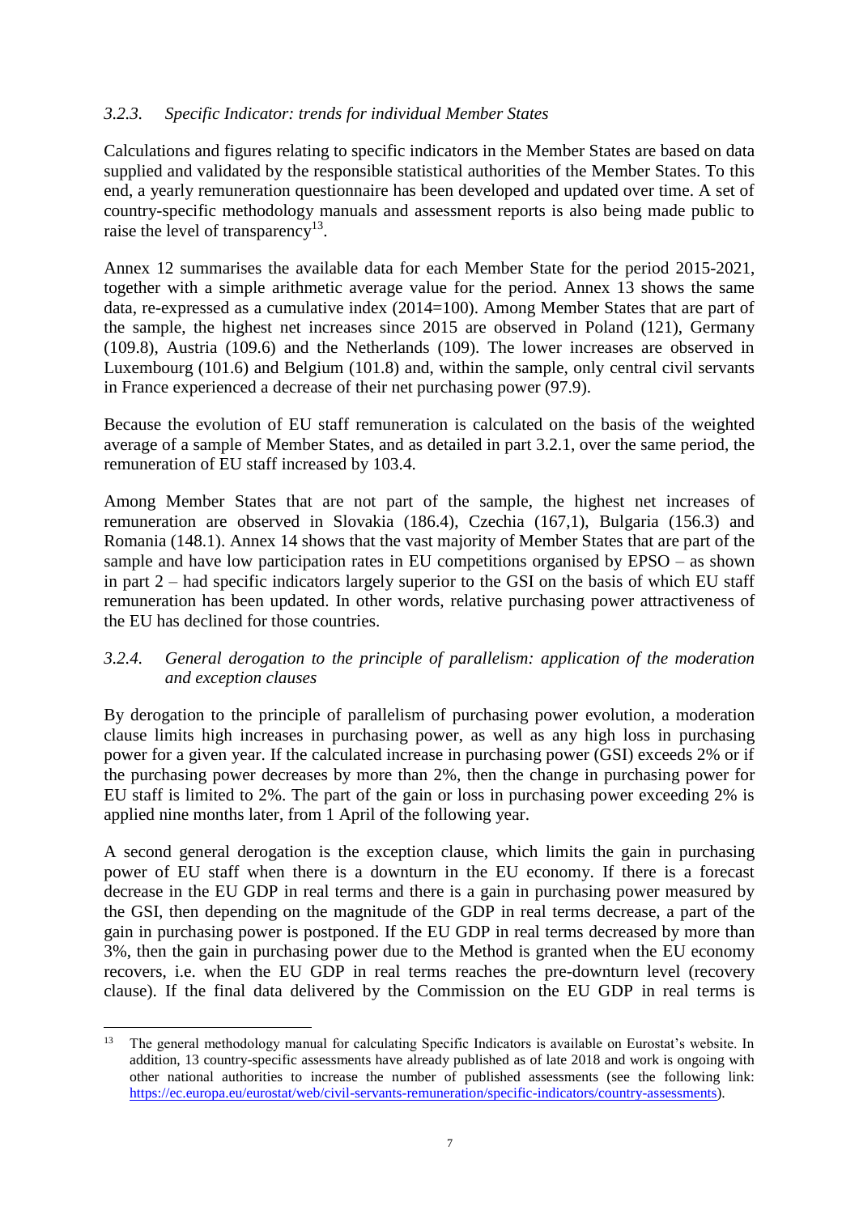### *3.2.3. Specific Indicator: trends for individual Member States*

Calculations and figures relating to specific indicators in the Member States are based on data supplied and validated by the responsible statistical authorities of the Member States. To this end, a yearly remuneration questionnaire has been developed and updated over time. A set of country-specific methodology manuals and assessment reports is also being made public to raise the level of transparency[13].

Annex 12 summarises the available data for each Member State for the period 2015-2021, together with a simple arithmetic average value for the period. Annex 13 shows the same data, re-expressed as a cumulative index (2014=100). Among Member States that are part of the sample, the highest net increases since 2015 are observed in Poland (121), Germany (109.8), Austria (109.6) and the Netherlands (109). The lower increases are observed in Luxembourg (101.6) and Belgium (101.8) and, within the sample, only central civil servants in France experienced a decrease of their net purchasing power (97.9).

Because the evolution of EU staff remuneration is calculated on the basis of the weighted average of a sample of Member States, and as detailed in part 3.2.1, over the same period, the remuneration of EU staff increased by 103.4.

Among Member States that are not part of the sample, the highest net increases of remuneration are observed in Slovakia (186.4), Czechia (167,1), Bulgaria (156.3) and Romania (148.1). Annex 14 shows that the vast majority of Member States that are part of the sample and have low participation rates in EU competitions organised by EPSO – as shown in part 2 – had specific indicators largely superior to the GSI on the basis of which EU staff remuneration has been updated. In other words, relative purchasing power attractiveness of the EU has declined for those countries.

### *3.2.4. General derogation to the principle of parallelism: application of the moderation and exception clauses*

By derogation to the principle of parallelism of purchasing power evolution, a moderation clause limits high increases in purchasing power, as well as any high loss in purchasing power for a given year. If the calculated increase in purchasing power (GSI) exceeds 2% or if the purchasing power decreases by more than 2%, then the change in purchasing power for EU staff is limited to 2%. The part of the gain or loss in purchasing power exceeding 2% is applied nine months later, from 1 April of the following year.

A second general derogation is the exception clause, which limits the gain in purchasing power of EU staff when there is a downturn in the EU economy. If there is a forecast decrease in the EU GDP in real terms and there is a gain in purchasing power measured by the GSI, then depending on the magnitude of the GDP in real terms decrease, a part of the gain in purchasing power is postponed. If the EU GDP in real terms decreased by more than 3%, then the gain in purchasing power due to the Method is granted when the EU economy recovers, i.e. when the EU GDP in real terms reaches the pre-downturn level (recovery clause). If the final data delivered by the Commission on the EU GDP in real terms is

---

[13] The general methodology manual for calculating Specific Indicators is available on Eurostat's website. In addition, 13 country-specific assessments have already published as of late 2018 and work is ongoing with other national authorities to increase the number of published assessments (see the following link: https://ec.europa.eu/eurostat/web/civil-servants-remuneration/specific-indicators/country-assessments).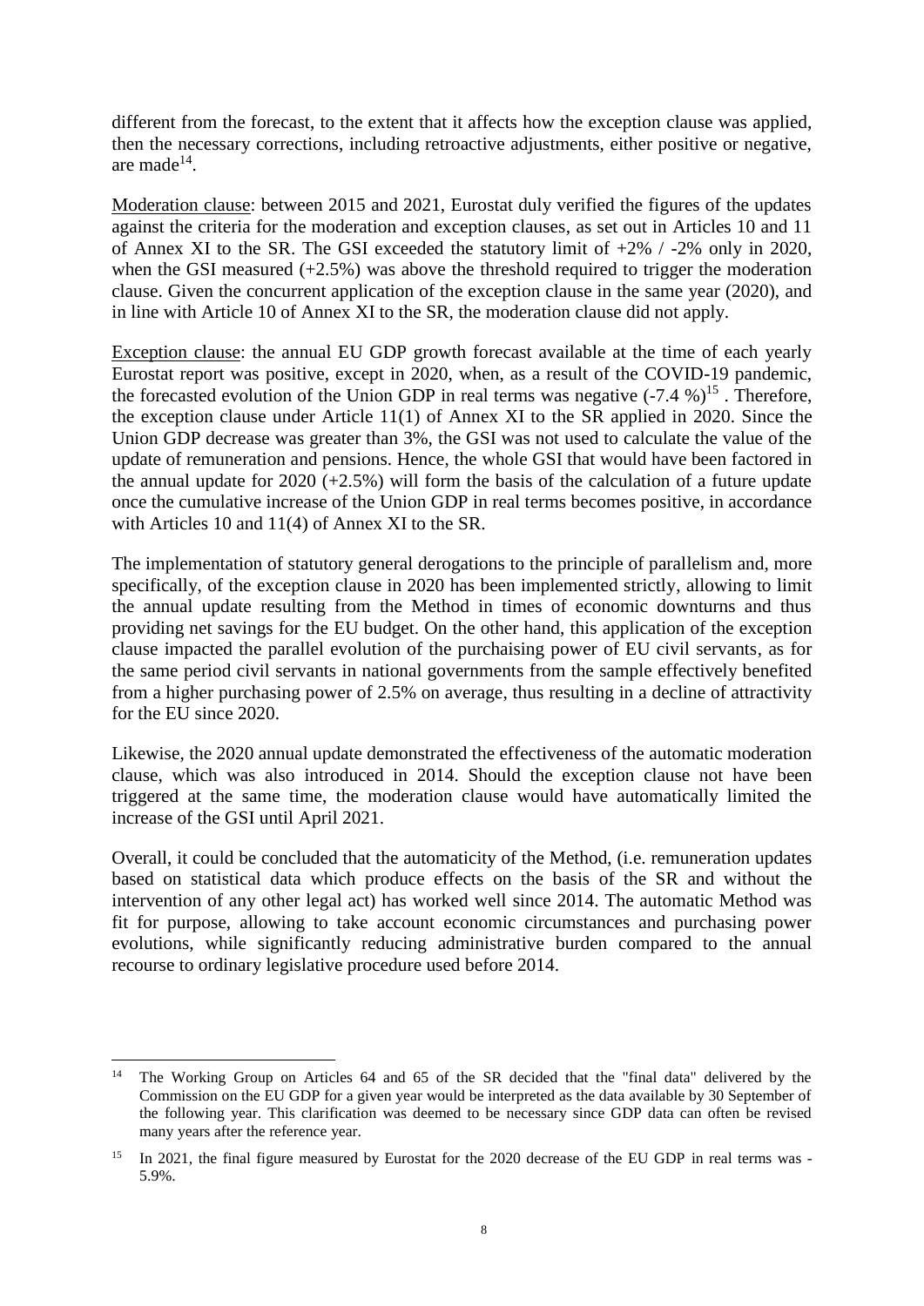different from the forecast, to the extent that it affects how the exception clause was applied, then the necessary corrections, including retroactive adjustments, either positive or negative, are made[14].

Moderation clause: between 2015 and 2021, Eurostat duly verified the figures of the updates against the criteria for the moderation and exception clauses, as set out in Articles 10 and 11 of Annex XI to the SR. The GSI exceeded the statutory limit of +2% / -2% only in 2020, when the GSI measured (+2.5%) was above the threshold required to trigger the moderation clause. Given the concurrent application of the exception clause in the same year (2020), and in line with Article 10 of Annex XI to the SR, the moderation clause did not apply.

Exception clause: the annual EU GDP growth forecast available at the time of each yearly Eurostat report was positive, except in 2020, when, as a result of the COVID-19 pandemic, the forecasted evolution of the Union GDP in real terms was negative (-7.4 %)[15] . Therefore, the exception clause under Article 11(1) of Annex XI to the SR applied in 2020. Since the Union GDP decrease was greater than 3%, the GSI was not used to calculate the value of the update of remuneration and pensions. Hence, the whole GSI that would have been factored in the annual update for 2020 (+2.5%) will form the basis of the calculation of a future update once the cumulative increase of the Union GDP in real terms becomes positive, in accordance with Articles 10 and 11(4) of Annex XI to the SR.

The implementation of statutory general derogations to the principle of parallelism and, more specifically, of the exception clause in 2020 has been implemented strictly, allowing to limit the annual update resulting from the Method in times of economic downturns and thus providing net savings for the EU budget. On the other hand, this application of the exception clause impacted the parallel evolution of the purchaising power of EU civil servants, as for the same period civil servants in national governments from the sample effectively benefited from a higher purchasing power of 2.5% on average, thus resulting in a decline of attractivity for the EU since 2020.

Likewise, the 2020 annual update demonstrated the effectiveness of the automatic moderation clause, which was also introduced in 2014. Should the exception clause not have been triggered at the same time, the moderation clause would have automatically limited the increase of the GSI until April 2021.

Overall, it could be concluded that the automaticity of the Method, (i.e. remuneration updates based on statistical data which produce effects on the basis of the SR and without the intervention of any other legal act) has worked well since 2014. The automatic Method was fit for purpose, allowing to take account economic circumstances and purchasing power evolutions, while significantly reducing administrative burden compared to the annual recourse to ordinary legislative procedure used before 2014.

---

[14] The Working Group on Articles 64 and 65 of the SR decided that the "final data" delivered by the Commission on the EU GDP for a given year would be interpreted as the data available by 30 September of the following year. This clarification was deemed to be necessary since GDP data can often be revised many years after the reference year.

[15] In 2021, the final figure measured by Eurostat for the 2020 decrease of the EU GDP in real terms was -5.9%.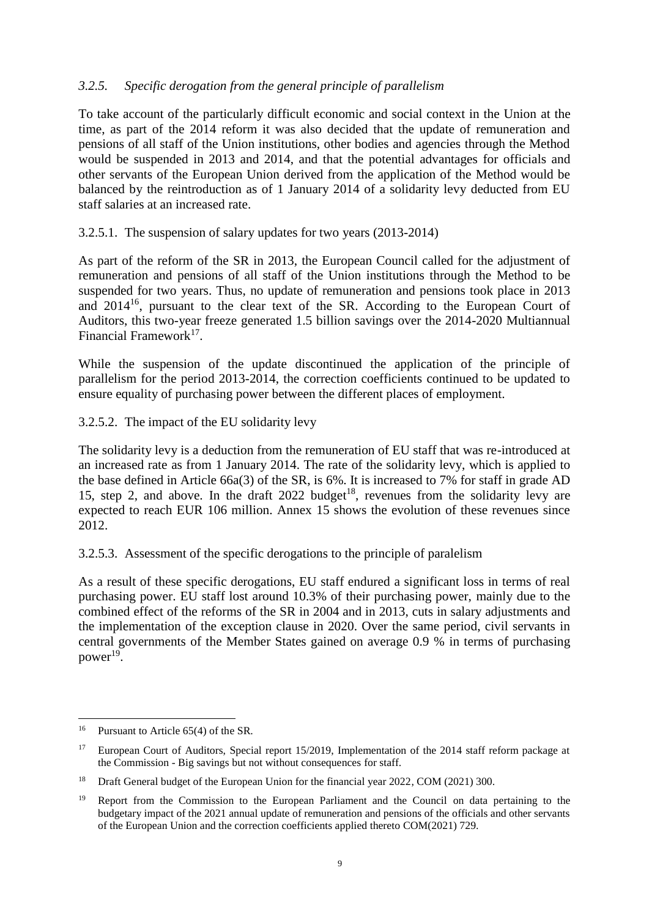### *3.2.5. Specific derogation from the general principle of parallelism*

To take account of the particularly difficult economic and social context in the Union at the time, as part of the 2014 reform it was also decided that the update of remuneration and pensions of all staff of the Union institutions, other bodies and agencies through the Method would be suspended in 2013 and 2014, and that the potential advantages for officials and other servants of the European Union derived from the application of the Method would be balanced by the reintroduction as of 1 January 2014 of a solidarity levy deducted from EU staff salaries at an increased rate.

#### 3.2.5.1. The suspension of salary updates for two years (2013-2014)

As part of the reform of the SR in 2013, the European Council called for the adjustment of remuneration and pensions of all staff of the Union institutions through the Method to be suspended for two years. Thus, no update of remuneration and pensions took place in 2013 and 2014[16], pursuant to the clear text of the SR. According to the European Court of Auditors, this two-year freeze generated 1.5 billion savings over the 2014-2020 Multiannual Financial Framework[17].

While the suspension of the update discontinued the application of the principle of parallelism for the period 2013-2014, the correction coefficients continued to be updated to ensure equality of purchasing power between the different places of employment.

#### 3.2.5.2. The impact of the EU solidarity levy

The solidarity levy is a deduction from the remuneration of EU staff that was re-introduced at an increased rate as from 1 January 2014. The rate of the solidarity levy, which is applied to the base defined in Article 66a(3) of the SR, is 6%. It is increased to 7% for staff in grade AD 15, step 2, and above. In the draft 2022 budget[18], revenues from the solidarity levy are expected to reach EUR 106 million. Annex 15 shows the evolution of these revenues since 2012.

#### 3.2.5.3. Assessment of the specific derogations to the principle of paralelism

As a result of these specific derogations, EU staff endured a significant loss in terms of real purchasing power. EU staff lost around 10.3% of their purchasing power, mainly due to the combined effect of the reforms of the SR in 2004 and in 2013, cuts in salary adjustments and the implementation of the exception clause in 2020. Over the same period, civil servants in central governments of the Member States gained on average 0.9 % in terms of purchasing power[19].

---

[16] Pursuant to Article 65(4) of the SR.

[17] European Court of Auditors, Special report 15/2019, Implementation of the 2014 staff reform package at the Commission - Big savings but not without consequences for staff.

[18] Draft General budget of the European Union for the financial year 2022, COM (2021) 300.

[19] Report from the Commission to the European Parliament and the Council on data pertaining to the budgetary impact of the 2021 annual update of remuneration and pensions of the officials and other servants of the European Union and the correction coefficients applied thereto COM(2021) 729.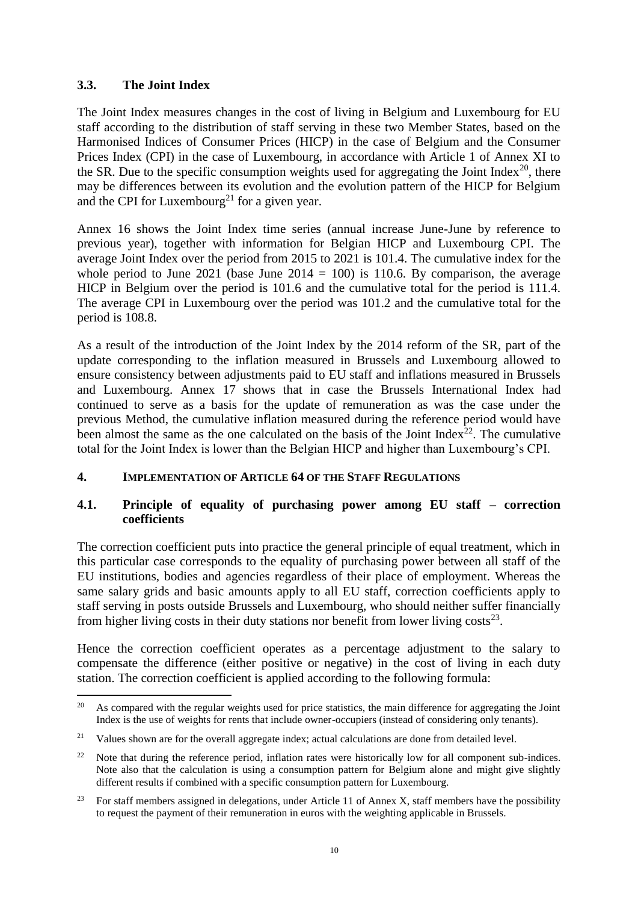### 3.3. The Joint Index

The Joint Index measures changes in the cost of living in Belgium and Luxembourg for EU staff according to the distribution of staff serving in these two Member States, based on the Harmonised Indices of Consumer Prices (HICP) in the case of Belgium and the Consumer Prices Index (CPI) in the case of Luxembourg, in accordance with Article 1 of Annex XI to the SR. Due to the specific consumption weights used for aggregating the Joint Index[20], there may be differences between its evolution and the evolution pattern of the HICP for Belgium and the CPI for Luxembourg[21] for a given year.

Annex 16 shows the Joint Index time series (annual increase June-June by reference to previous year), together with information for Belgian HICP and Luxembourg CPI. The average Joint Index over the period from 2015 to 2021 is 101.4. The cumulative index for the whole period to June 2021 (base June 2014 = 100) is 110.6. By comparison, the average HICP in Belgium over the period is 101.6 and the cumulative total for the period is 111.4. The average CPI in Luxembourg over the period was 101.2 and the cumulative total for the period is 108.8.

As a result of the introduction of the Joint Index by the 2014 reform of the SR, part of the update corresponding to the inflation measured in Brussels and Luxembourg allowed to ensure consistency between adjustments paid to EU staff and inflations measured in Brussels and Luxembourg. Annex 17 shows that in case the Brussels International Index had continued to serve as a basis for the update of remuneration as was the case under the previous Method, the cumulative inflation measured during the reference period would have been almost the same as the one calculated on the basis of the Joint Index[22]. The cumulative total for the Joint Index is lower than the Belgian HICP and higher than Luxembourg's CPI.

## 4. IMPLEMENTATION OF ARTICLE 64 OF THE STAFF REGULATIONS

### 4.1. Principle of equality of purchasing power among EU staff – correction coefficients

The correction coefficient puts into practice the general principle of equal treatment, which in this particular case corresponds to the equality of purchasing power between all staff of the EU institutions, bodies and agencies regardless of their place of employment. Whereas the same salary grids and basic amounts apply to all EU staff, correction coefficients apply to staff serving in posts outside Brussels and Luxembourg, who should neither suffer financially from higher living costs in their duty stations nor benefit from lower living costs[23].

Hence the correction coefficient operates as a percentage adjustment to the salary to compensate the difference (either positive or negative) in the cost of living in each duty station. The correction coefficient is applied according to the following formula:

---

[20] As compared with the regular weights used for price statistics, the main difference for aggregating the Joint Index is the use of weights for rents that include owner-occupiers (instead of considering only tenants).

[21] Values shown are for the overall aggregate index; actual calculations are done from detailed level.

[22] Note that during the reference period, inflation rates were historically low for all component sub-indices. Note also that the calculation is using a consumption pattern for Belgium alone and might give slightly different results if combined with a specific consumption pattern for Luxembourg.

[23] For staff members assigned in delegations, under Article 11 of Annex X, staff members have the possibility to request the payment of their remuneration in euros with the weighting applicable in Brussels.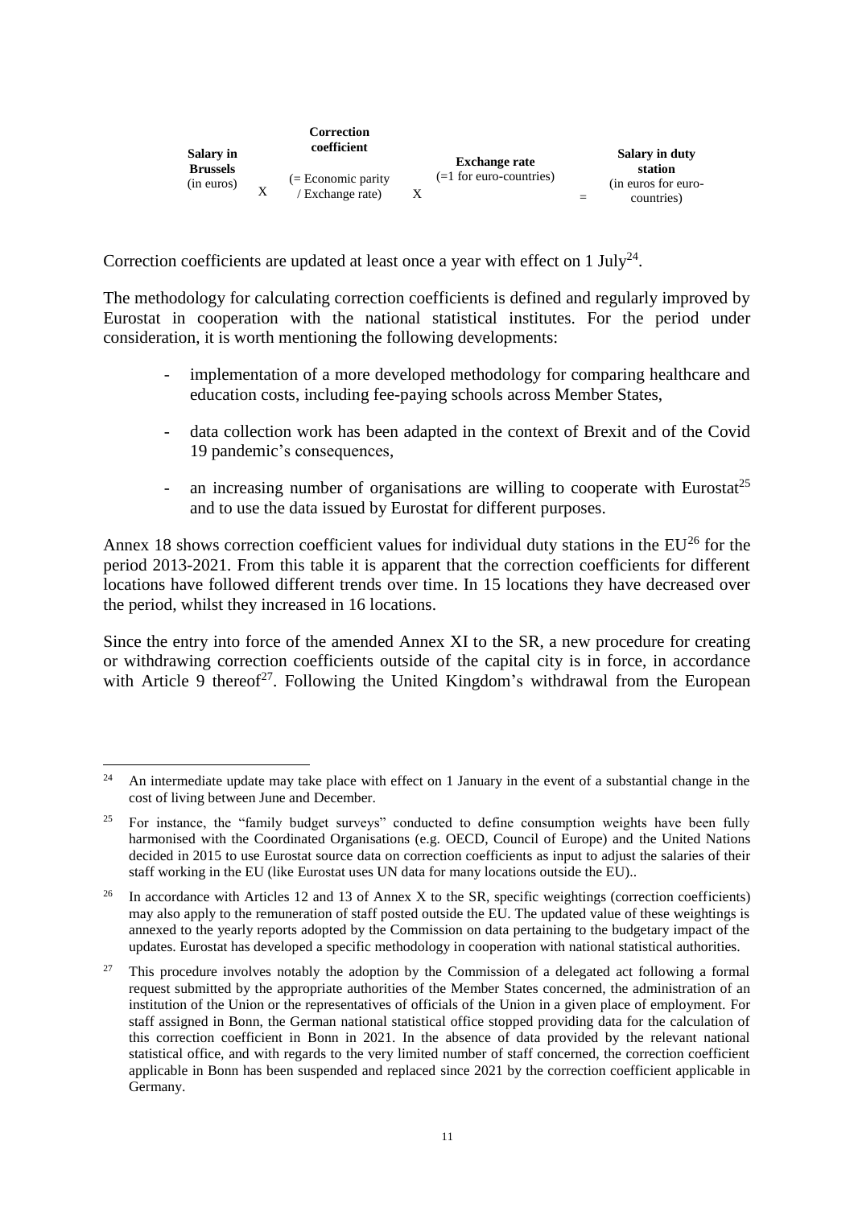| Salary in Brussels (in euros) | X | Correction coefficient (= Economic parity / Exchange rate) | X | Exchange rate (=1 for euro-countries) | = | Salary in duty station (in euros for euro-countries) |
|---|---|---|---|---|---|---|

Correction coefficients are updated at least once a year with effect on 1 July[24].

The methodology for calculating correction coefficients is defined and regularly improved by Eurostat in cooperation with the national statistical institutes. For the period under consideration, it is worth mentioning the following developments:

- implementation of a more developed methodology for comparing healthcare and education costs, including fee-paying schools across Member States,
- data collection work has been adapted in the context of Brexit and of the Covid 19 pandemic's consequences,
- an increasing number of organisations are willing to cooperate with Eurostat[25] and to use the data issued by Eurostat for different purposes.

Annex 18 shows correction coefficient values for individual duty stations in the EU[26] for the period 2013-2021. From this table it is apparent that the correction coefficients for different locations have followed different trends over time. In 15 locations they have decreased over the period, whilst they increased in 16 locations.

Since the entry into force of the amended Annex XI to the SR, a new procedure for creating or withdrawing correction coefficients outside of the capital city is in force, in accordance with Article 9 thereof[27]. Following the United Kingdom's withdrawal from the European

---

[24] An intermediate update may take place with effect on 1 January in the event of a substantial change in the cost of living between June and December.

[25] For instance, the "family budget surveys" conducted to define consumption weights have been fully harmonised with the Coordinated Organisations (e.g. OECD, Council of Europe) and the United Nations decided in 2015 to use Eurostat source data on correction coefficients as input to adjust the salaries of their staff working in the EU (like Eurostat uses UN data for many locations outside the EU)..

[26] In accordance with Articles 12 and 13 of Annex X to the SR, specific weightings (correction coefficients) may also apply to the remuneration of staff posted outside the EU. The updated value of these weightings is annexed to the yearly reports adopted by the Commission on data pertaining to the budgetary impact of the updates. Eurostat has developed a specific methodology in cooperation with national statistical authorities.

[27] This procedure involves notably the adoption by the Commission of a delegated act following a formal request submitted by the appropriate authorities of the Member States concerned, the administration of an institution of the Union or the representatives of officials of the Union in a given place of employment. For staff assigned in Bonn, the German national statistical office stopped providing data for the calculation of this correction coefficient in Bonn in 2021. In the absence of data provided by the relevant national statistical office, and with regards to the very limited number of staff concerned, the correction coefficient applicable in Bonn has been suspended and replaced since 2021 by the correction coefficient applicable in Germany.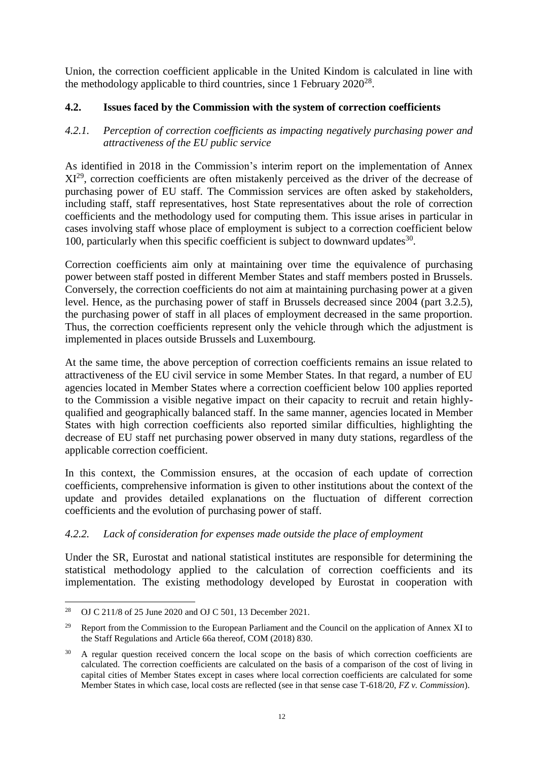Union, the correction coefficient applicable in the United Kindom is calculated in line with the methodology applicable to third countries, since 1 February 2020[28].

### 4.2. Issues faced by the Commission with the system of correction coefficients

#### *4.2.1. Perception of correction coefficients as impacting negatively purchasing power and attractiveness of the EU public service*

As identified in 2018 in the Commission's interim report on the implementation of Annex XI[29], correction coefficients are often mistakenly perceived as the driver of the decrease of purchasing power of EU staff. The Commission services are often asked by stakeholders, including staff, staff representatives, host State representatives about the role of correction coefficients and the methodology used for computing them. This issue arises in particular in cases involving staff whose place of employment is subject to a correction coefficient below 100, particularly when this specific coefficient is subject to downward updates[30].

Correction coefficients aim only at maintaining over time the equivalence of purchasing power between staff posted in different Member States and staff members posted in Brussels. Conversely, the correction coefficients do not aim at maintaining purchasing power at a given level. Hence, as the purchasing power of staff in Brussels decreased since 2004 (part 3.2.5), the purchasing power of staff in all places of employment decreased in the same proportion. Thus, the correction coefficients represent only the vehicle through which the adjustment is implemented in places outside Brussels and Luxembourg.

At the same time, the above perception of correction coefficients remains an issue related to attractiveness of the EU civil service in some Member States. In that regard, a number of EU agencies located in Member States where a correction coefficient below 100 applies reported to the Commission a visible negative impact on their capacity to recruit and retain highly-qualified and geographically balanced staff. In the same manner, agencies located in Member States with high correction coefficients also reported similar difficulties, highlighting the decrease of EU staff net purchasing power observed in many duty stations, regardless of the applicable correction coefficient.

In this context, the Commission ensures, at the occasion of each update of correction coefficients, comprehensive information is given to other institutions about the context of the update and provides detailed explanations on the fluctuation of different correction coefficients and the evolution of purchasing power of staff.

#### *4.2.2. Lack of consideration for expenses made outside the place of employment*

Under the SR, Eurostat and national statistical institutes are responsible for determining the statistical methodology applied to the calculation of correction coefficients and its implementation. The existing methodology developed by Eurostat in cooperation with

---

[28] OJ C 211/8 of 25 June 2020 and OJ C 501, 13 December 2021.

[29] Report from the Commission to the European Parliament and the Council on the application of Annex XI to the Staff Regulations and Article 66a thereof, COM (2018) 830.

[30] A regular question received concern the local scope on the basis of which correction coefficients are calculated. The correction coefficients are calculated on the basis of a comparison of the cost of living in capital cities of Member States except in cases where local correction coefficients are calculated for some Member States in which case, local costs are reflected (see in that sense case T-618/20, *FZ v. Commission*).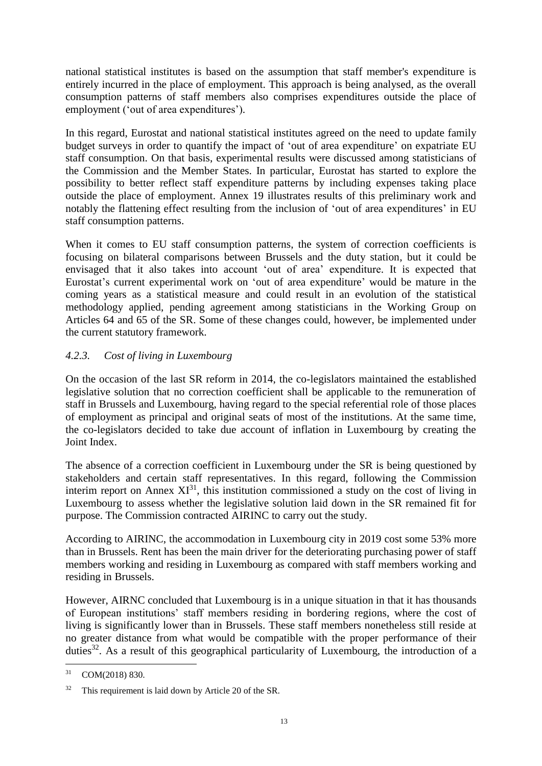national statistical institutes is based on the assumption that staff member's expenditure is entirely incurred in the place of employment. This approach is being analysed, as the overall consumption patterns of staff members also comprises expenditures outside the place of employment ('out of area expenditures').

In this regard, Eurostat and national statistical institutes agreed on the need to update family budget surveys in order to quantify the impact of 'out of area expenditure' on expatriate EU staff consumption. On that basis, experimental results were discussed among statisticians of the Commission and the Member States. In particular, Eurostat has started to explore the possibility to better reflect staff expenditure patterns by including expenses taking place outside the place of employment. Annex 19 illustrates results of this preliminary work and notably the flattening effect resulting from the inclusion of 'out of area expenditures' in EU staff consumption patterns.

When it comes to EU staff consumption patterns, the system of correction coefficients is focusing on bilateral comparisons between Brussels and the duty station, but it could be envisaged that it also takes into account 'out of area' expenditure. It is expected that Eurostat's current experimental work on 'out of area expenditure' would be mature in the coming years as a statistical measure and could result in an evolution of the statistical methodology applied, pending agreement among statisticians in the Working Group on Articles 64 and 65 of the SR. Some of these changes could, however, be implemented under the current statutory framework.

#### *4.2.3. Cost of living in Luxembourg*

On the occasion of the last SR reform in 2014, the co-legislators maintained the established legislative solution that no correction coefficient shall be applicable to the remuneration of staff in Brussels and Luxembourg, having regard to the special referential role of those places of employment as principal and original seats of most of the institutions. At the same time, the co-legislators decided to take due account of inflation in Luxembourg by creating the Joint Index.

The absence of a correction coefficient in Luxembourg under the SR is being questioned by stakeholders and certain staff representatives. In this regard, following the Commission interim report on Annex XI[31], this institution commissioned a study on the cost of living in Luxembourg to assess whether the legislative solution laid down in the SR remained fit for purpose. The Commission contracted AIRINC to carry out the study.

According to AIRINC, the accommodation in Luxembourg city in 2019 cost some 53% more than in Brussels. Rent has been the main driver for the deteriorating purchasing power of staff members working and residing in Luxembourg as compared with staff members working and residing in Brussels.

However, AIRNC concluded that Luxembourg is in a unique situation in that it has thousands of European institutions' staff members residing in bordering regions, where the cost of living is significantly lower than in Brussels. These staff members nonetheless still reside at no greater distance from what would be compatible with the proper performance of their duties[32]. As a result of this geographical particularity of Luxembourg, the introduction of a

---

[31] COM(2018) 830.

[32] This requirement is laid down by Article 20 of the SR.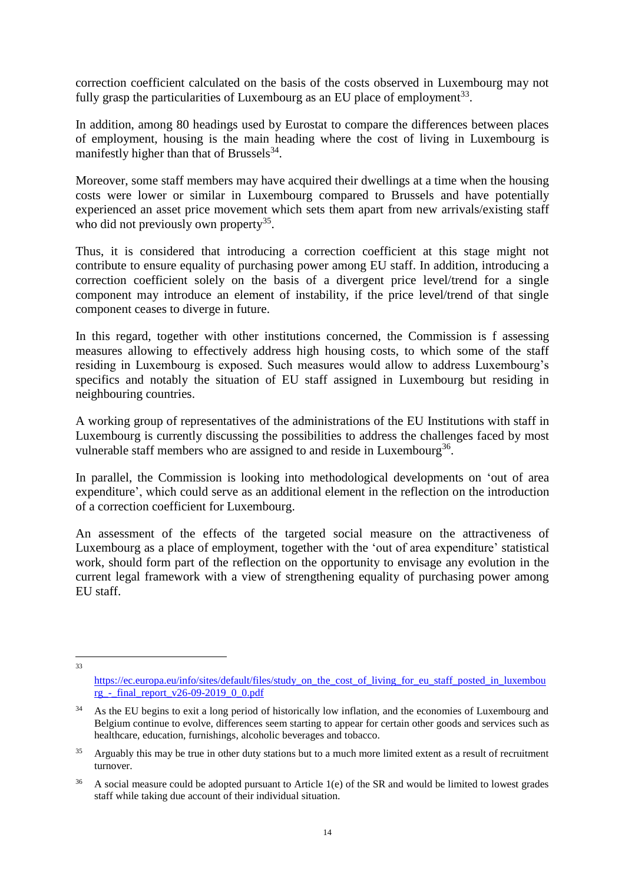correction coefficient calculated on the basis of the costs observed in Luxembourg may not fully grasp the particularities of Luxembourg as an EU place of employment[33].

In addition, among 80 headings used by Eurostat to compare the differences between places of employment, housing is the main heading where the cost of living in Luxembourg is manifestly higher than that of Brussels[34].

Moreover, some staff members may have acquired their dwellings at a time when the housing costs were lower or similar in Luxembourg compared to Brussels and have potentially experienced an asset price movement which sets them apart from new arrivals/existing staff who did not previously own property[35].

Thus, it is considered that introducing a correction coefficient at this stage might not contribute to ensure equality of purchasing power among EU staff. In addition, introducing a correction coefficient solely on the basis of a divergent price level/trend for a single component may introduce an element of instability, if the price level/trend of that single component ceases to diverge in future.

In this regard, together with other institutions concerned, the Commission is f assessing measures allowing to effectively address high housing costs, to which some of the staff residing in Luxembourg is exposed. Such measures would allow to address Luxembourg's specifics and notably the situation of EU staff assigned in Luxembourg but residing in neighbouring countries.

A working group of representatives of the administrations of the EU Institutions with staff in Luxembourg is currently discussing the possibilities to address the challenges faced by most vulnerable staff members who are assigned to and reside in Luxembourg[36].

In parallel, the Commission is looking into methodological developments on 'out of area expenditure', which could serve as an additional element in the reflection on the introduction of a correction coefficient for Luxembourg.

An assessment of the effects of the targeted social measure on the attractiveness of Luxembourg as a place of employment, together with the 'out of area expenditure' statistical work, should form part of the reflection on the opportunity to envisage any evolution in the current legal framework with a view of strengthening equality of purchasing power among EU staff.

---

[33] https://ec.europa.eu/info/sites/default/files/study_on_the_cost_of_living_for_eu_staff_posted_in_luxembourg_-_final_report_v26-09-2019_0_0.pdf

[34] As the EU begins to exit a long period of historically low inflation, and the economies of Luxembourg and Belgium continue to evolve, differences seem starting to appear for certain other goods and services such as healthcare, education, furnishings, alcoholic beverages and tobacco.

[35] Arguably this may be true in other duty stations but to a much more limited extent as a result of recruitment turnover.

[36] A social measure could be adopted pursuant to Article 1(e) of the SR and would be limited to lowest grades staff while taking due account of their individual situation.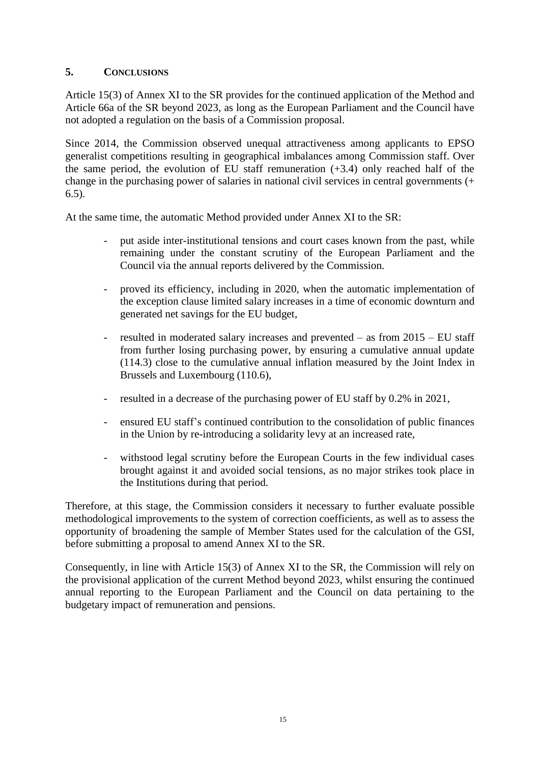## 5. CONCLUSIONS

Article 15(3) of Annex XI to the SR provides for the continued application of the Method and Article 66a of the SR beyond 2023, as long as the European Parliament and the Council have not adopted a regulation on the basis of a Commission proposal.

Since 2014, the Commission observed unequal attractiveness among applicants to EPSO generalist competitions resulting in geographical imbalances among Commission staff. Over the same period, the evolution of EU staff remuneration (+3.4) only reached half of the change in the purchasing power of salaries in national civil services in central governments (+ 6.5).

At the same time, the automatic Method provided under Annex XI to the SR:

- put aside inter-institutional tensions and court cases known from the past, while remaining under the constant scrutiny of the European Parliament and the Council via the annual reports delivered by the Commission.
- proved its efficiency, including in 2020, when the automatic implementation of the exception clause limited salary increases in a time of economic downturn and generated net savings for the EU budget,
- resulted in moderated salary increases and prevented – as from 2015 – EU staff from further losing purchasing power, by ensuring a cumulative annual update (114.3) close to the cumulative annual inflation measured by the Joint Index in Brussels and Luxembourg (110.6),
- resulted in a decrease of the purchasing power of EU staff by 0.2% in 2021,
- ensured EU staff's continued contribution to the consolidation of public finances in the Union by re-introducing a solidarity levy at an increased rate,
- withstood legal scrutiny before the European Courts in the few individual cases brought against it and avoided social tensions, as no major strikes took place in the Institutions during that period.

Therefore, at this stage, the Commission considers it necessary to further evaluate possible methodological improvements to the system of correction coefficients, as well as to assess the opportunity of broadening the sample of Member States used for the calculation of the GSI, before submitting a proposal to amend Annex XI to the SR.

Consequently, in line with Article 15(3) of Annex XI to the SR, the Commission will rely on the provisional application of the current Method beyond 2023, whilst ensuring the continued annual reporting to the European Parliament and the Council on data pertaining to the budgetary impact of remuneration and pensions.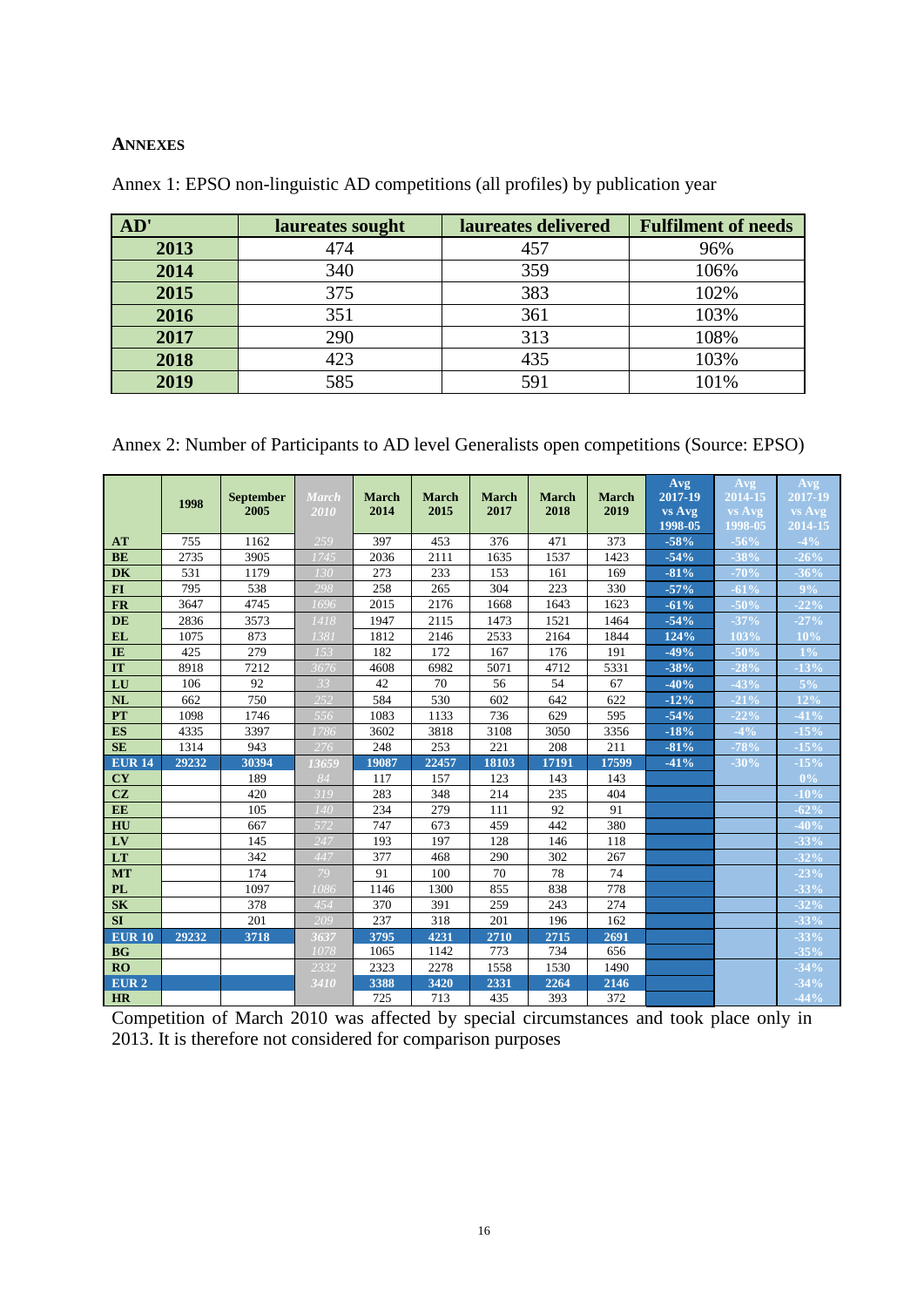## ANNEXES

Annex 1: EPSO non-linguistic AD competitions (all profiles) by publication year

| AD' | laureates sought | laureates delivered | Fulfilment of needs |
|---|---|---|---|
| 2013 | 474 | 457 | 96% |
| 2014 | 340 | 359 | 106% |
| 2015 | 375 | 383 | 102% |
| 2016 | 351 | 361 | 103% |
| 2017 | 290 | 313 | 108% |
| 2018 | 423 | 435 | 103% |
| 2019 | 585 | 591 | 101% |

Annex 2: Number of Participants to AD level Generalists open competitions (Source: EPSO)

| | 1998 | September 2005 | March 2010 | March 2014 | March 2015 | March 2017 | March 2018 | March 2019 | Avg 2017-19 vs Avg 1998-05 | Avg 2014-15 vs Avg 1998-05 | Avg 2017-19 vs Avg 2014-15 |
|---|---|---|---|---|---|---|---|---|---|---|---|
| AT | 755 | 1162 | 259 | 397 | 453 | 376 | 471 | 373 | -58% | -56% | -4% |
| BE | 2735 | 3905 | 1745 | 2036 | 2111 | 1635 | 1537 | 1423 | -54% | -38% | -26% |
| DK | 531 | 1179 | 130 | 273 | 233 | 153 | 161 | 169 | -81% | -70% | -36% |
| FI | 795 | 538 | 298 | 258 | 265 | 304 | 223 | 330 | -57% | -61% | 9% |
| FR | 3647 | 4745 | 1696 | 2015 | 2176 | 1668 | 1643 | 1623 | -61% | -50% | -22% |
| DE | 2836 | 3573 | 1418 | 1947 | 2115 | 1473 | 1521 | 1464 | -54% | -37% | -27% |
| EL | 1075 | 873 | 1381 | 1812 | 2146 | 2533 | 2164 | 1844 | 124% | 103% | 10% |
| IE | 425 | 279 | 153 | 182 | 172 | 167 | 176 | 191 | -49% | -50% | 1% |
| IT | 8918 | 7212 | 3676 | 4608 | 6982 | 5071 | 4712 | 5331 | -38% | -28% | -13% |
| LU | 106 | 92 | 33 | 42 | 70 | 56 | 54 | 67 | -40% | -43% | 5% |
| NL | 662 | 750 | 252 | 584 | 530 | 602 | 642 | 622 | -12% | -21% | 12% |
| PT | 1098 | 1746 | 556 | 1083 | 1133 | 736 | 629 | 595 | -54% | -22% | -41% |
| ES | 4335 | 3397 | 1786 | 3602 | 3818 | 3108 | 3050 | 3356 | -18% | -4% | -15% |
| SE | 1314 | 943 | 276 | 248 | 253 | 221 | 208 | 211 | -81% | -78% | -15% |
| EUR 14 | 29232 | 30394 | 13659 | 19087 | 22457 | 18103 | 17191 | 17599 | -41% | -30% | -15% |
| CY | | 189 | 84 | 117 | 157 | 123 | 143 | 143 | | | 0% |
| CZ | | 420 | 319 | 283 | 348 | 214 | 235 | 404 | | | -10% |
| EE | | 105 | 140 | 234 | 279 | 111 | 92 | 91 | | | -62% |
| HU | | 667 | 572 | 747 | 673 | 459 | 442 | 380 | | | -40% |
| LV | | 145 | 247 | 193 | 197 | 128 | 146 | 118 | | | -33% |
| LT | | 342 | 447 | 377 | 468 | 290 | 302 | 267 | | | -32% |
| MT | | 174 | 79 | 91 | 100 | 70 | 78 | 74 | | | -23% |
| PL | | 1097 | 1086 | 1146 | 1300 | 855 | 838 | 778 | | | -33% |
| SK | | 378 | 454 | 370 | 391 | 259 | 243 | 274 | | | -32% |
| SI | | 201 | 209 | 237 | 318 | 201 | 196 | 162 | | | -33% |
| EUR 10 | 29232 | 3718 | 3637 | 3795 | 4231 | 2710 | 2715 | 2691 | | | -33% |
| BG | | | 1078 | 1065 | 1142 | 773 | 734 | 656 | | | -35% |
| RO | | | 2332 | 2323 | 2278 | 1558 | 1530 | 1490 | | | -34% |
| EUR 2 | | | 3410 | 3388 | 3420 | 2331 | 2264 | 2146 | | | -34% |
| HR | | | | 725 | 713 | 435 | 393 | 372 | | | -44% |

Competition of March 2010 was affected by special circumstances and took place only in 2013. It is therefore not considered for comparison purposes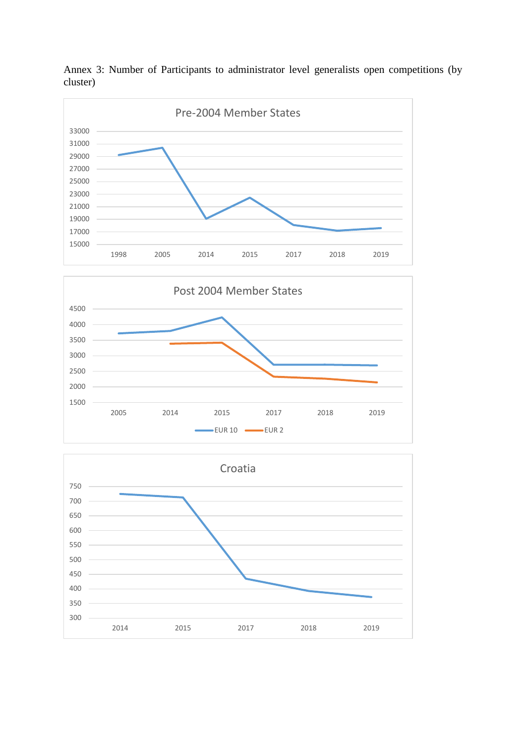Annex 3: Number of Participants to administrator level generalists open competitions (by cluster)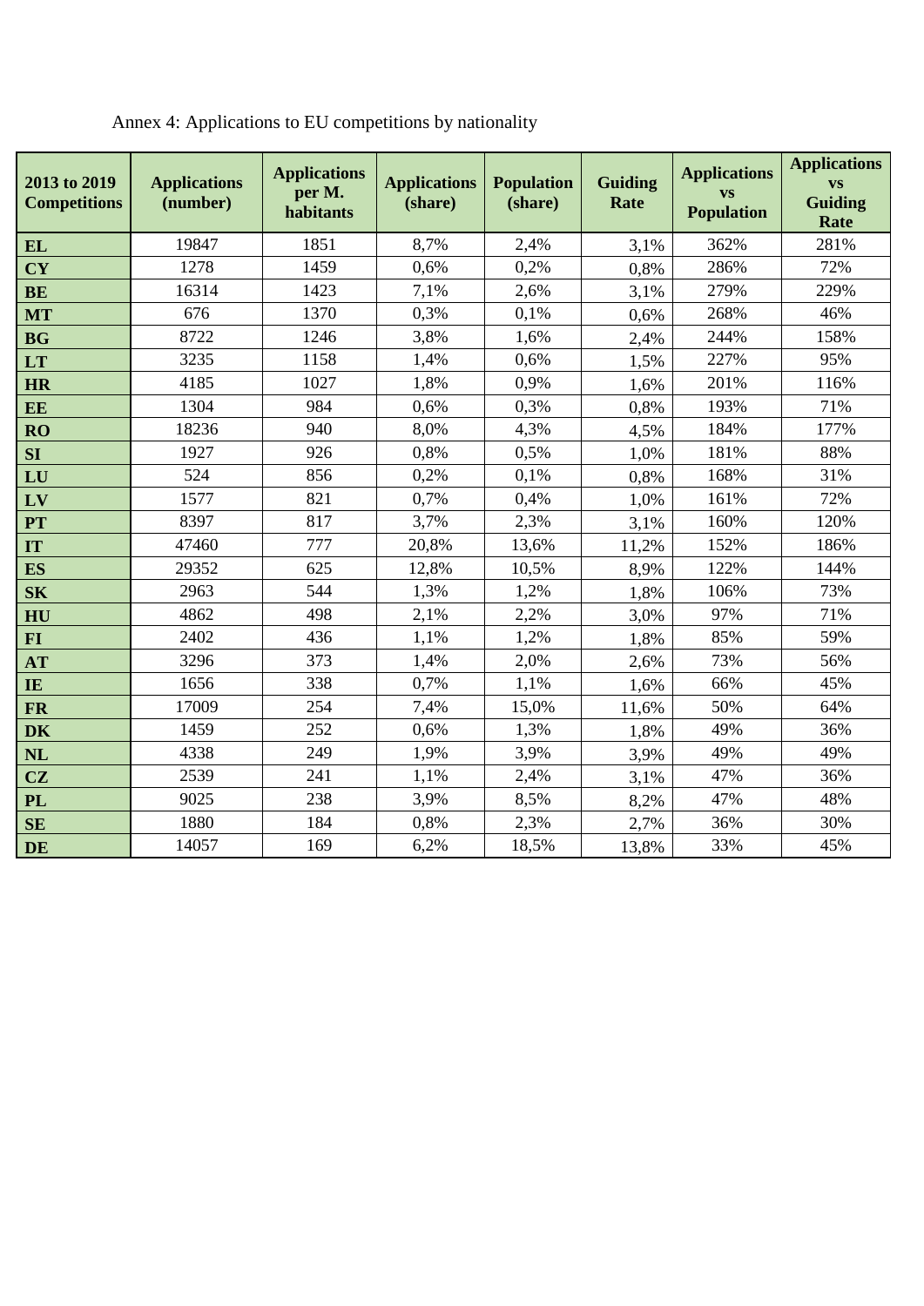Annex 4: Applications to EU competitions by nationality

| 2013 to 2019 Competitions | Applications (number) | Applications per M. habitants | Applications (share) | Population (share) | Guiding Rate | Applications vs Population | Applications vs Guiding Rate |
|---|---|---|---|---|---|---|---|
| **EL** | 19847 | 1851 | 8,7% | 2,4% | 3,1% | 362% | 281% |
| **CY** | 1278 | 1459 | 0,6% | 0,2% | 0,8% | 286% | 72% |
| **BE** | 16314 | 1423 | 7,1% | 2,6% | 3,1% | 279% | 229% |
| **MT** | 676 | 1370 | 0,3% | 0,1% | 0,6% | 268% | 46% |
| **BG** | 8722 | 1246 | 3,8% | 1,6% | 2,4% | 244% | 158% |
| **LT** | 3235 | 1158 | 1,4% | 0,6% | 1,5% | 227% | 95% |
| **HR** | 4185 | 1027 | 1,8% | 0,9% | 1,6% | 201% | 116% |
| **EE** | 1304 | 984 | 0,6% | 0,3% | 0,8% | 193% | 71% |
| **RO** | 18236 | 940 | 8,0% | 4,3% | 4,5% | 184% | 177% |
| **SI** | 1927 | 926 | 0,8% | 0,5% | 1,0% | 181% | 88% |
| **LU** | 524 | 856 | 0,2% | 0,1% | 0,8% | 168% | 31% |
| **LV** | 1577 | 821 | 0,7% | 0,4% | 1,0% | 161% | 72% |
| **PT** | 8397 | 817 | 3,7% | 2,3% | 3,1% | 160% | 120% |
| **IT** | 47460 | 777 | 20,8% | 13,6% | 11,2% | 152% | 186% |
| **ES** | 29352 | 625 | 12,8% | 10,5% | 8,9% | 122% | 144% |
| **SK** | 2963 | 544 | 1,3% | 1,2% | 1,8% | 106% | 73% |
| **HU** | 4862 | 498 | 2,1% | 2,2% | 3,0% | 97% | 71% |
| **FI** | 2402 | 436 | 1,1% | 1,2% | 1,8% | 85% | 59% |
| **AT** | 3296 | 373 | 1,4% | 2,0% | 2,6% | 73% | 56% |
| **IE** | 1656 | 338 | 0,7% | 1,1% | 1,6% | 66% | 45% |
| **FR** | 17009 | 254 | 7,4% | 15,0% | 11,6% | 50% | 64% |
| **DK** | 1459 | 252 | 0,6% | 1,3% | 1,8% | 49% | 36% |
| **NL** | 4338 | 249 | 1,9% | 3,9% | 3,9% | 49% | 49% |
| **CZ** | 2539 | 241 | 1,1% | 2,4% | 3,1% | 47% | 36% |
| **PL** | 9025 | 238 | 3,9% | 8,5% | 8,2% | 47% | 48% |
| **SE** | 1880 | 184 | 0,8% | 2,3% | 2,7% | 36% | 30% |
| **DE** | 14057 | 169 | 6,2% | 18,5% | 13,8% | 33% | 45% |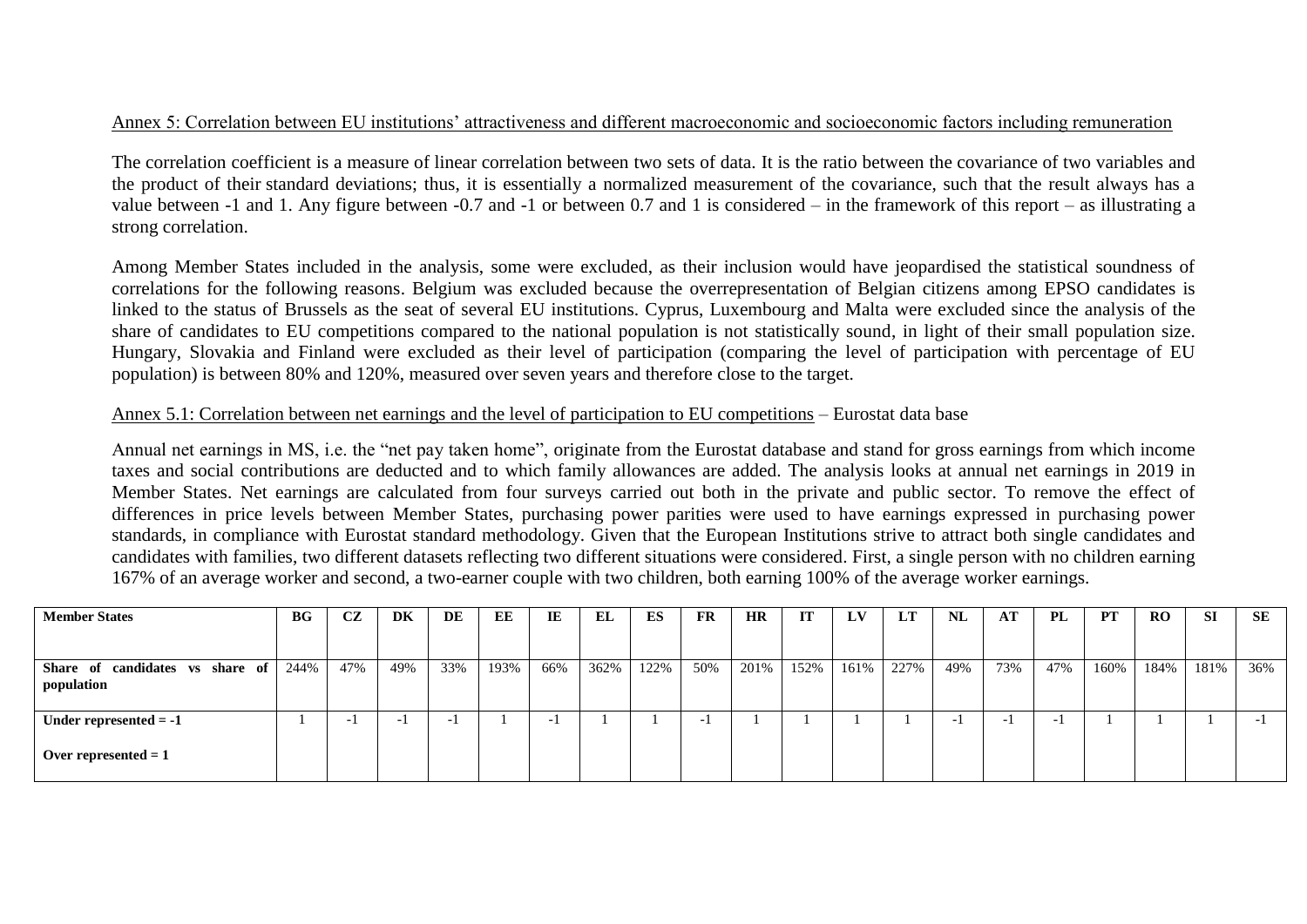Annex 5: Correlation between EU institutions' attractiveness and different macroeconomic and socioeconomic factors including remuneration

The correlation coefficient is a measure of linear correlation between two sets of data. It is the ratio between the covariance of two variables and the product of their standard deviations; thus, it is essentially a normalized measurement of the covariance, such that the result always has a value between -1 and 1. Any figure between -0.7 and -1 or between 0.7 and 1 is considered – in the framework of this report – as illustrating a strong correlation.

Among Member States included in the analysis, some were excluded, as their inclusion would have jeopardised the statistical soundness of correlations for the following reasons. Belgium was excluded because the overrepresentation of Belgian citizens among EPSO candidates is linked to the status of Brussels as the seat of several EU institutions. Cyprus, Luxembourg and Malta were excluded since the analysis of the share of candidates to EU competitions compared to the national population is not statistically sound, in light of their small population size. Hungary, Slovakia and Finland were excluded as their level of participation (comparing the level of participation with percentage of EU population) is between 80% and 120%, measured over seven years and therefore close to the target.

Annex 5.1: Correlation between net earnings and the level of participation to EU competitions – Eurostat data base

Annual net earnings in MS, i.e. the "net pay taken home", originate from the Eurostat database and stand for gross earnings from which income taxes and social contributions are deducted and to which family allowances are added. The analysis looks at annual net earnings in 2019 in Member States. Net earnings are calculated from four surveys carried out both in the private and public sector. To remove the effect of differences in price levels between Member States, purchasing power parities were used to have earnings expressed in purchasing power standards, in compliance with Eurostat standard methodology. Given that the European Institutions strive to attract both single candidates and candidates with families, two different datasets reflecting two different situations were considered. First, a single person with no children earning 167% of an average worker and second, a two-earner couple with two children, both earning 100% of the average worker earnings.

| **Member States** | **BG** | **CZ** | **DK** | **DE** | **EE** | **IE** | **EL** | **ES** | **FR** | **HR** | **IT** | **LV** | **LT** | **NL** | **AT** | **PL** | **PT** | **RO** | **SI** | **SE** |
|---|---|---|---|---|---|---|---|---|---|---|---|---|---|---|---|---|---|---|---|---|
| **Share of candidates vs share of population** | 244% | 47% | 49% | 33% | 193% | 66% | 362% | 122% | 50% | 201% | 152% | 161% | 227% | 49% | 73% | 47% | 160% | 184% | 181% | 36% |
| **Under represented = -1**<br>**Over represented = 1** | 1 | -1 | -1 | -1 | 1 | -1 | 1 | 1 | -1 | 1 | 1 | 1 | 1 | -1 | -1 | -1 | 1 | 1 | 1 | -1 |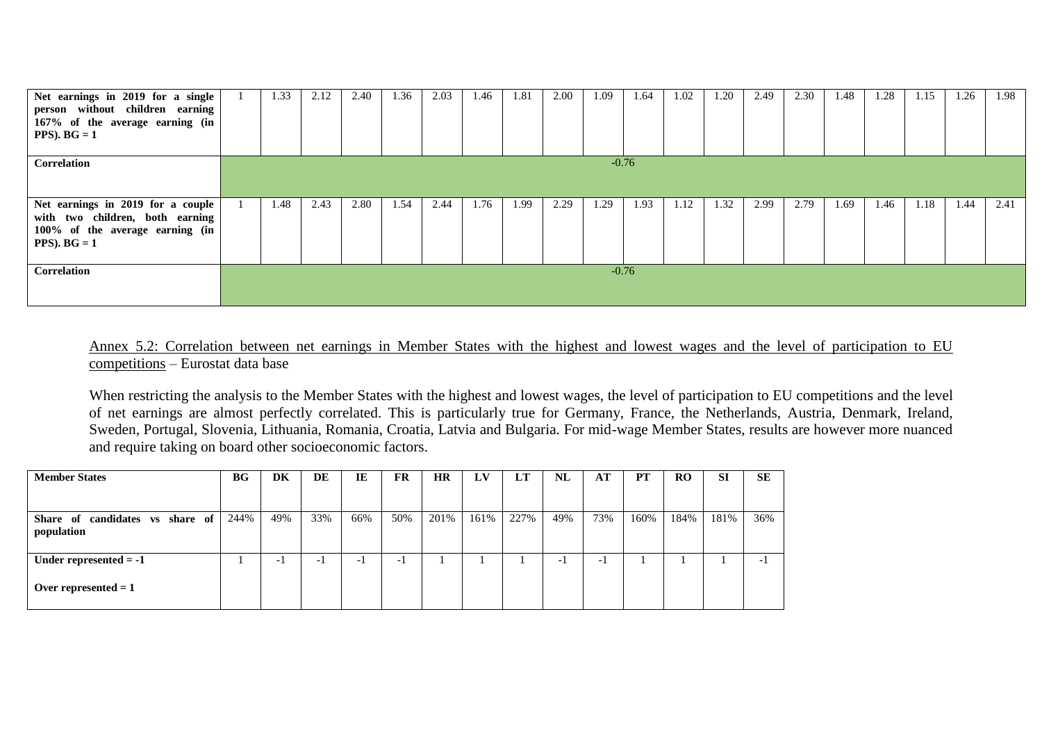| | | | | | | | | | | | | | | | | | | | | |
|---|---|---|---|---|---|---|---|---|---|---|---|---|---|---|---|---|---|---|---|---|
| **Net earnings in 2019 for a single person without children earning 167% of the average earning (in PPS). BG = 1** | 1 | 1.33 | 2.12 | 2.40 | 1.36 | 2.03 | 1.46 | 1.81 | 2.00 | 1.09 | 1.64 | 1.02 | 1.20 | 2.49 | 2.30 | 1.48 | 1.28 | 1.15 | 1.26 | 1.98 |
| **Correlation** | -0.76 | | | | | | | | | | | | | | | | | | | |
| **Net earnings in 2019 for a couple with two children, both earning 100% of the average earning (in PPS). BG = 1** | 1 | 1.48 | 2.43 | 2.80 | 1.54 | 2.44 | 1.76 | 1.99 | 2.29 | 1.29 | 1.93 | 1.12 | 1.32 | 2.99 | 2.79 | 1.69 | 1.46 | 1.18 | 1.44 | 2.41 |
| **Correlation** | -0.76 | | | | | | | | | | | | | | | | | | | |

Annex 5.2: Correlation between net earnings in Member States with the highest and lowest wages and the level of participation to EU competitions – Eurostat data base

When restricting the analysis to the Member States with the highest and lowest wages, the level of participation to EU competitions and the level of net earnings are almost perfectly correlated. This is particularly true for Germany, France, the Netherlands, Austria, Denmark, Ireland, Sweden, Portugal, Slovenia, Lithuania, Romania, Croatia, Latvia and Bulgaria. For mid-wage Member States, results are however more nuanced and require taking on board other socioeconomic factors.

| **Member States** | **BG** | **DK** | **DE** | **IE** | **FR** | **HR** | **LV** | **LT** | **NL** | **AT** | **PT** | **RO** | **SI** | **SE** |
|---|---|---|---|---|---|---|---|---|---|---|---|---|---|---|
| **Share of candidates vs share of population** | 244% | 49% | 33% | 66% | 50% | 201% | 161% | 227% | 49% | 73% | 160% | 184% | 181% | 36% |
| **Under represented = -1**<br>**Over represented = 1** | 1 | -1 | -1 | -1 | -1 | 1 | 1 | 1 | -1 | -1 | 1 | 1 | 1 | -1 |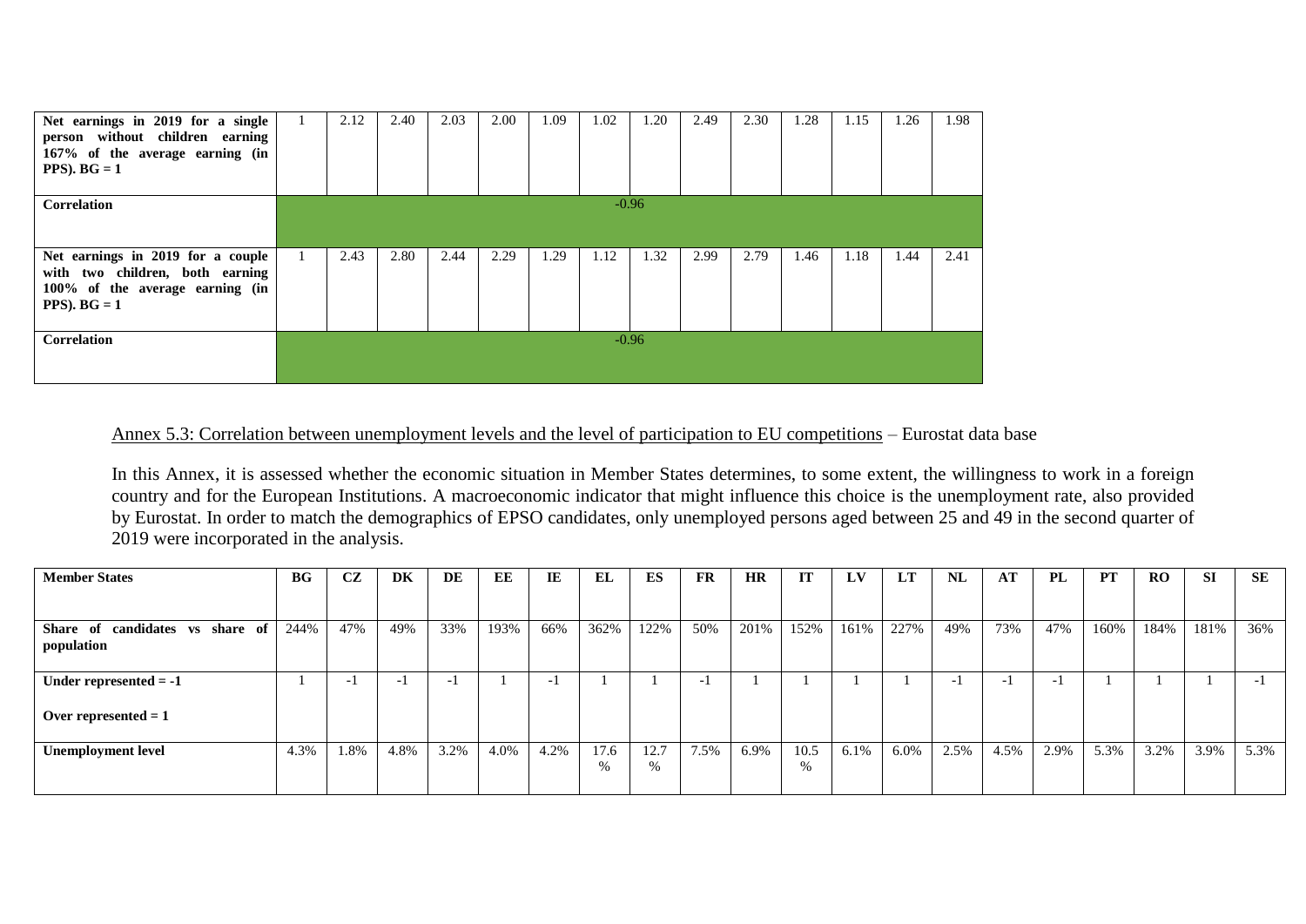| Net earnings in 2019 for a single person without children earning 167% of the average earning (in PPS). BG = 1 | 1 | 2.12 | 2.40 | 2.03 | 2.00 | 1.09 | 1.02 | 1.20 | 2.49 | 2.30 | 1.28 | 1.15 | 1.26 | 1.98 |
|---|---|---|---|---|---|---|---|---|---|---|---|---|---|---|
| **Correlation** | -0.96 | | | | | | | | | | | | | |
| **Net earnings in 2019 for a couple with two children, both earning 100% of the average earning (in PPS). BG = 1** | 1 | 2.43 | 2.80 | 2.44 | 2.29 | 1.29 | 1.12 | 1.32 | 2.99 | 2.79 | 1.46 | 1.18 | 1.44 | 2.41 |
| **Correlation** | -0.96 | | | | | | | | | | | | | |

Annex 5.3: Correlation between unemployment levels and the level of participation to EU competitions – Eurostat data base

In this Annex, it is assessed whether the economic situation in Member States determines, to some extent, the willingness to work in a foreign country and for the European Institutions. A macroeconomic indicator that might influence this choice is the unemployment rate, also provided by Eurostat. In order to match the demographics of EPSO candidates, only unemployed persons aged between 25 and 49 in the second quarter of 2019 were incorporated in the analysis.

| Member States | BG | CZ | DK | DE | EE | IE | EL | ES | FR | HR | IT | LV | LT | NL | AT | PL | PT | RO | SI | SE |
|---|---|---|---|---|---|---|---|---|---|---|---|---|---|---|---|---|---|---|---|---|
| **Share of candidates vs share of population** | 244% | 47% | 49% | 33% | 193% | 66% | 362% | 122% | 50% | 201% | 152% | 161% | 227% | 49% | 73% | 47% | 160% | 184% | 181% | 36% |
| **Under represented = -1**<br>**Over represented = 1** | 1 | -1 | -1 | -1 | 1 | -1 | 1 | 1 | -1 | 1 | 1 | 1 | 1 | -1 | -1 | -1 | 1 | 1 | 1 | -1 |
| **Unemployment level** | 4.3% | 1.8% | 4.8% | 3.2% | 4.0% | 4.2% | 17.6% | 12.7% | 7.5% | 6.9% | 10.5% | 6.1% | 6.0% | 2.5% | 4.5% | 2.9% | 5.3% | 3.2% | 3.9% | 5.3% |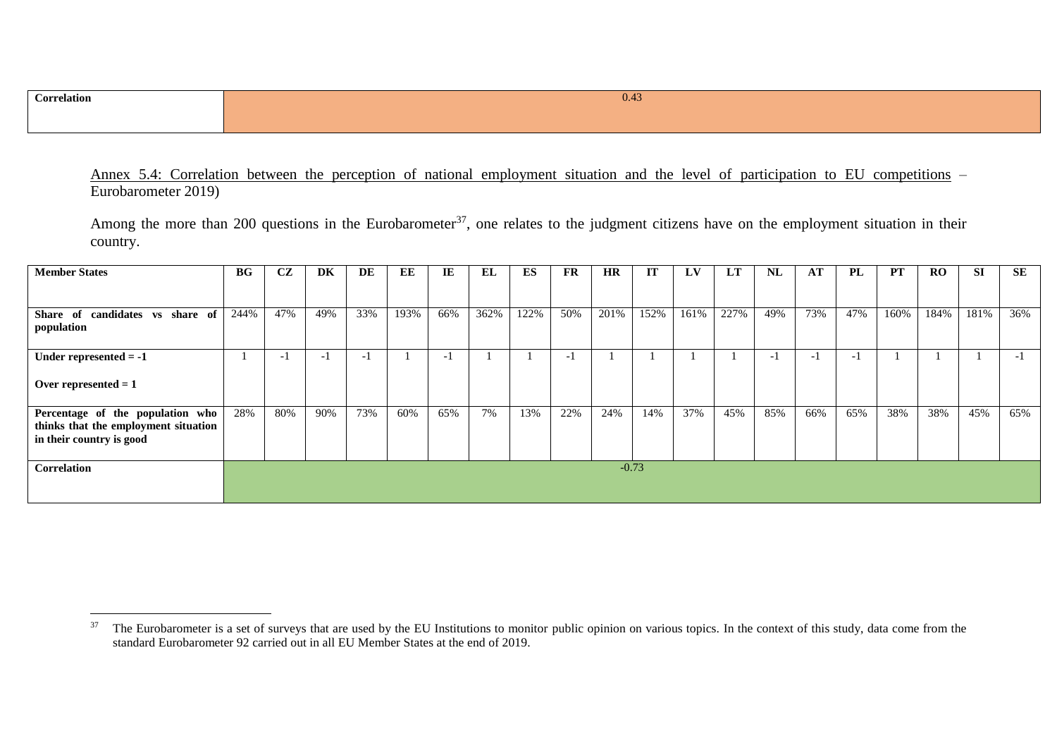| Correlation | 0.43 |
|---|---|

Annex 5.4: Correlation between the perception of national employment situation and the level of participation to EU competitions – Eurobarometer 2019)

Among the more than 200 questions in the Eurobarometer[37], one relates to the judgment citizens have on the employment situation in their country.

| Member States | BG | CZ | DK | DE | EE | IE | EL | ES | FR | HR | IT | LV | LT | NL | AT | PL | PT | RO | SI | SE |
|---|---|---|---|---|---|---|---|---|---|---|---|---|---|---|---|---|---|---|---|---|
| Share of candidates vs share of population | 244% | 47% | 49% | 33% | 193% | 66% | 362% | 122% | 50% | 201% | 152% | 161% | 227% | 49% | 73% | 47% | 160% | 184% | 181% | 36% |
| Under represented = -1<br><br>Over represented = 1 | 1 | -1 | -1 | -1 | 1 | -1 | 1 | 1 | -1 | 1 | 1 | 1 | 1 | -1 | -1 | -1 | 1 | 1 | 1 | -1 |
| Percentage of the population who thinks that the employment situation in their country is good | 28% | 80% | 90% | 73% | 60% | 65% | 7% | 13% | 22% | 24% | 14% | 37% | 45% | 85% | 66% | 65% | 38% | 38% | 45% | 65% |
| Correlation | -0.73 | | | | | | | | | | | | | | | | | | | |

[37] The Eurobarometer is a set of surveys that are used by the EU Institutions to monitor public opinion on various topics. In the context of this study, data come from the standard Eurobarometer 92 carried out in all EU Member States at the end of 2019.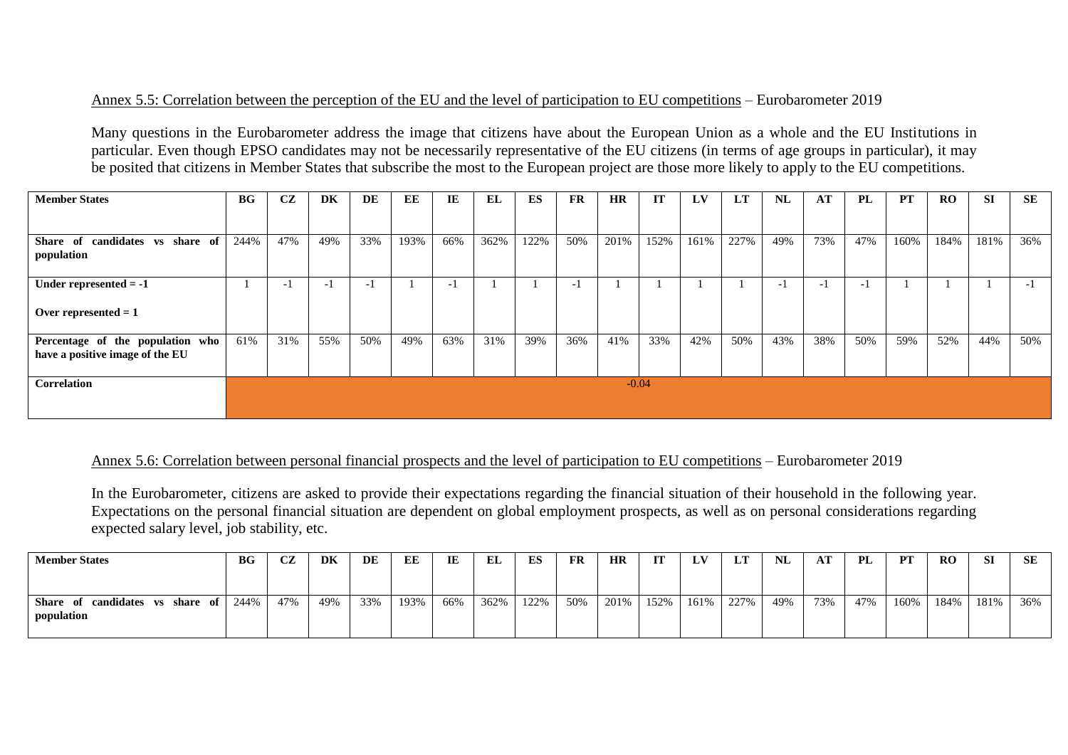<u>Annex 5.5: Correlation between the perception of the EU and the level of participation to EU competitions</u> – Eurobarometer 2019

Many questions in the Eurobarometer address the image that citizens have about the European Union as a whole and the EU Institutions in particular. Even though EPSO candidates may not be necessarily representative of the EU citizens (in terms of age groups in particular), it may be posited that citizens in Member States that subscribe the most to the European project are those more likely to apply to the EU competitions.

| **Member States** | **BG** | **CZ** | **DK** | **DE** | **EE** | **IE** | **EL** | **ES** | **FR** | **HR** | **IT** | **LV** | **LT** | **NL** | **AT** | **PL** | **PT** | **RO** | **SI** | **SE** |
|---|---|---|---|---|---|---|---|---|---|---|---|---|---|---|---|---|---|---|---|---|
| **Share of candidates vs share of population** | 244% | 47% | 49% | 33% | 193% | 66% | 362% | 122% | 50% | 201% | 152% | 161% | 227% | 49% | 73% | 47% | 160% | 184% | 181% | 36% |
| **Under represented = -1**<br><br>**Over represented = 1** | 1 | -1 | -1 | -1 | 1 | -1 | 1 | 1 | -1 | 1 | 1 | 1 | 1 | -1 | -1 | -1 | 1 | 1 | 1 | -1 |
| **Percentage of the population who have a positive image of the EU** | 61% | 31% | 55% | 50% | 49% | 63% | 31% | 39% | 36% | 41% | 33% | 42% | 50% | 43% | 38% | 50% | 59% | 52% | 44% | 50% |
| **Correlation** | -0.04 | | | | | | | | | | | | | | | | | | | |

<u>Annex 5.6: Correlation between personal financial prospects and the level of participation to EU competitions</u> – Eurobarometer 2019

In the Eurobarometer, citizens are asked to provide their expectations regarding the financial situation of their household in the following year. Expectations on the personal financial situation are dependent on global employment prospects, as well as on personal considerations regarding expected salary level, job stability, etc.

| **Member States** | **BG** | **CZ** | **DK** | **DE** | **EE** | **IE** | **EL** | **ES** | **FR** | **HR** | **IT** | **LV** | **LT** | **NL** | **AT** | **PL** | **PT** | **RO** | **SI** | **SE** |
|---|---|---|---|---|---|---|---|---|---|---|---|---|---|---|---|---|---|---|---|---|
| **Share of candidates vs share of population** | 244% | 47% | 49% | 33% | 193% | 66% | 362% | 122% | 50% | 201% | 152% | 161% | 227% | 49% | 73% | 47% | 160% | 184% | 181% | 36% |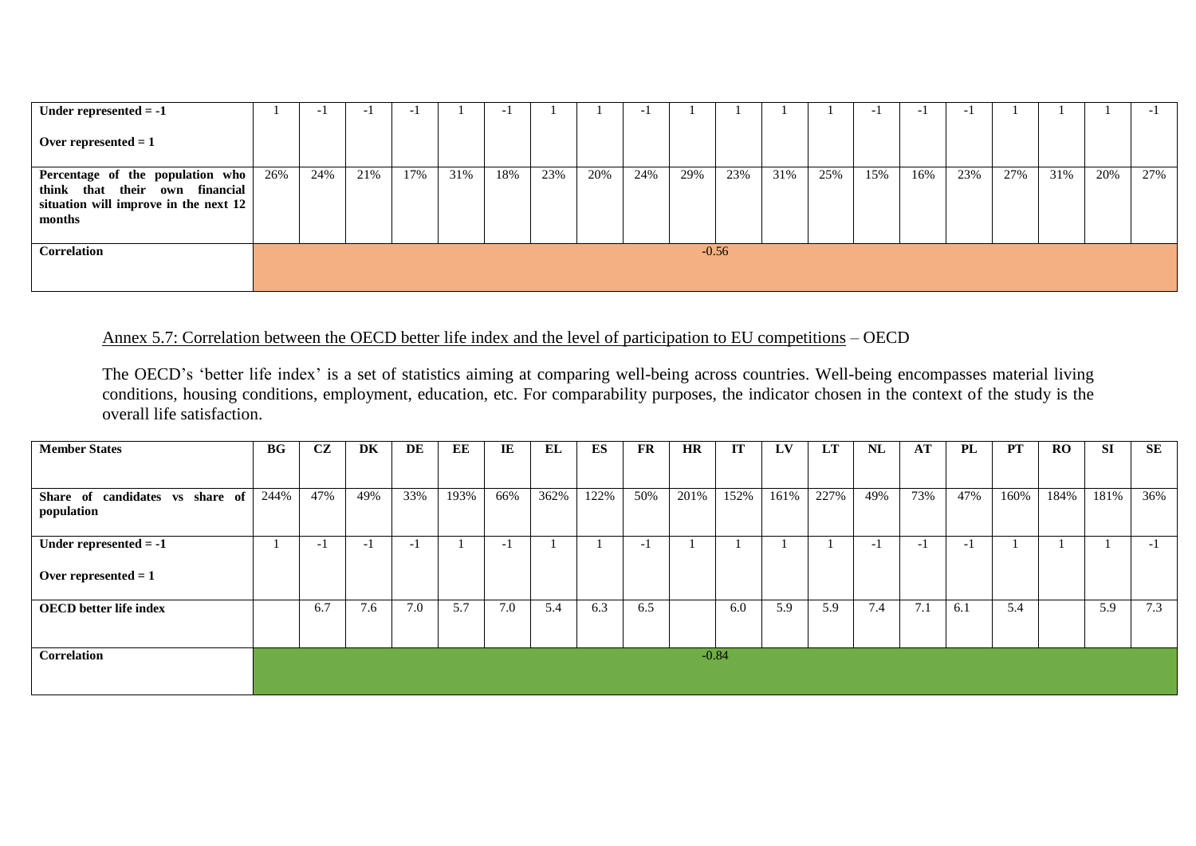| Under represented = -1<br><br>Over represented = 1 | 1 | -1 | -1 | -1 | 1 | -1 | 1 | 1 | -1 | 1 | 1 | 1 | 1 | -1 | -1 | -1 | 1 | 1 | 1 | -1 |
|---|---|---|---|---|---|---|---|---|---|---|---|---|---|---|---|---|---|---|---|---|
| **Percentage of the population who think that their own financial situation will improve in the next 12 months** | 26% | 24% | 21% | 17% | 31% | 18% | 23% | 20% | 24% | 29% | 23% | 31% | 25% | 15% | 16% | 23% | 27% | 31% | 20% | 27% |
| **Correlation** | -0.56 | | | | | | | | | | | | | | | | | | | |

Annex 5.7: Correlation between the OECD better life index and the level of participation to EU competitions – OECD

The OECD's 'better life index' is a set of statistics aiming at comparing well-being across countries. Well-being encompasses material living conditions, housing conditions, employment, education, etc. For comparability purposes, the indicator chosen in the context of the study is the overall life satisfaction.

| **Member States** | **BG** | **CZ** | **DK** | **DE** | **EE** | **IE** | **EL** | **ES** | **FR** | **HR** | **IT** | **LV** | **LT** | **NL** | **AT** | **PL** | **PT** | **RO** | **SI** | **SE** |
|---|---|---|---|---|---|---|---|---|---|---|---|---|---|---|---|---|---|---|---|---|
| **Share of candidates vs share of population** | 244% | 47% | 49% | 33% | 193% | 66% | 362% | 122% | 50% | 201% | 152% | 161% | 227% | 49% | 73% | 47% | 160% | 184% | 181% | 36% |
| **Under represented = -1**<br><br>**Over represented = 1** | 1 | -1 | -1 | -1 | 1 | -1 | 1 | 1 | -1 | 1 | 1 | 1 | 1 | -1 | -1 | -1 | 1 | 1 | 1 | -1 |
| **OECD better life index** | | 6.7 | 7.6 | 7.0 | 5.7 | 7.0 | 5.4 | 6.3 | 6.5 | | 6.0 | 5.9 | 5.9 | 7.4 | 7.1 | 6.1 | 5.4 | | 5.9 | 7.3 |
| **Correlation** | -0.84 | | | | | | | | | | | | | | | | | | | |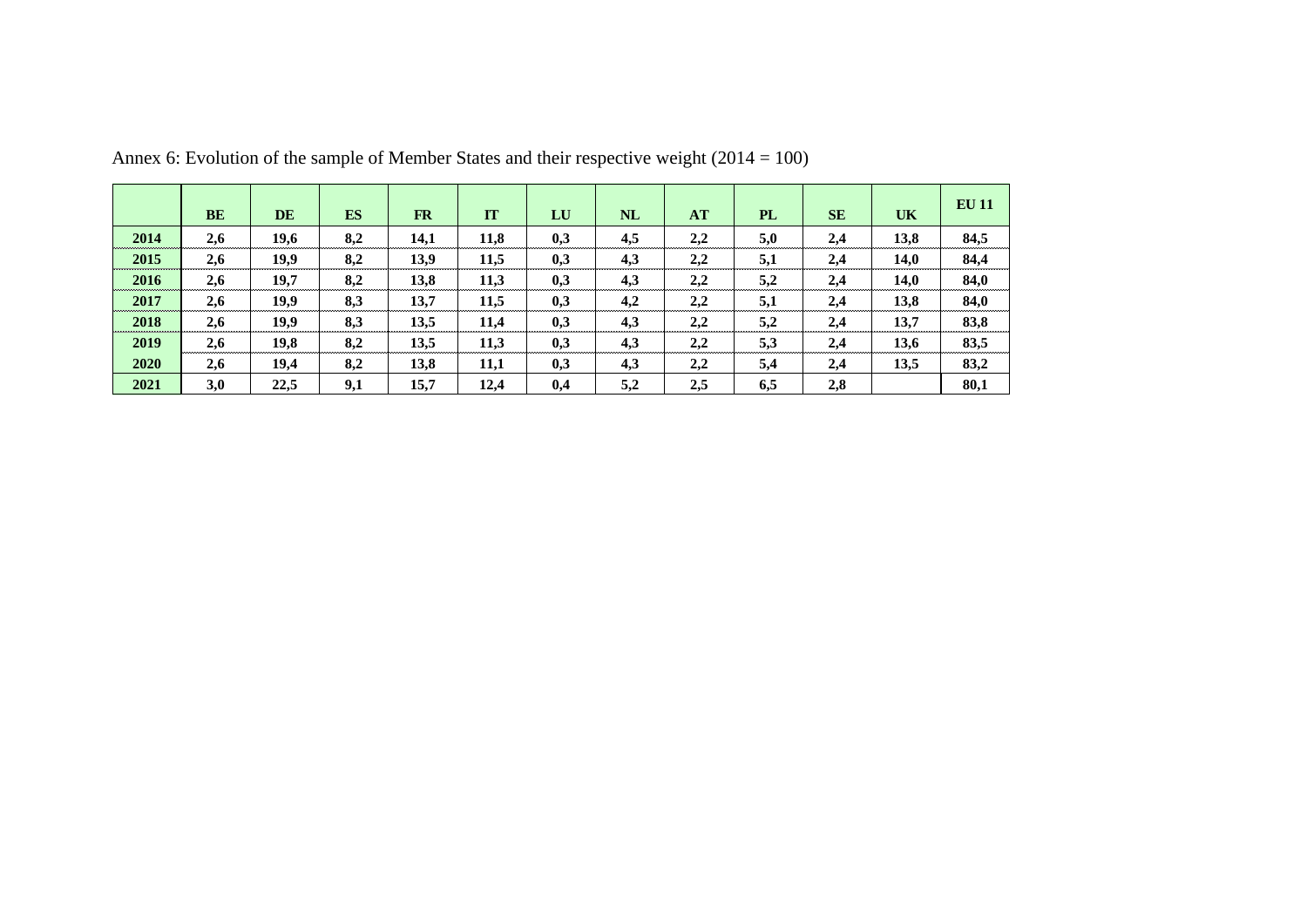Annex 6: Evolution of the sample of Member States and their respective weight (2014 = 100)

| | BE | DE | ES | FR | IT | LU | NL | AT | PL | SE | UK | EU 11 |
|---|---|---|---|---|---|---|---|---|---|---|---|---|
| **2014** | **2,6** | **19,6** | **8,2** | **14,1** | **11,8** | **0,3** | **4,5** | **2,2** | **5,0** | **2,4** | **13,8** | **84,5** |
| **2015** | **2,6** | **19,9** | **8,2** | **13,9** | **11,5** | **0,3** | **4,3** | **2,2** | **5,1** | **2,4** | **14,0** | **84,4** |
| **2016** | **2,6** | **19,7** | **8,2** | **13,8** | **11,3** | **0,3** | **4,3** | **2,2** | **5,2** | **2,4** | **14,0** | **84,0** |
| **2017** | **2,6** | **19,9** | **8,3** | **13,7** | **11,5** | **0,3** | **4,2** | **2,2** | **5,1** | **2,4** | **13,8** | **84,0** |
| **2018** | **2,6** | **19,9** | **8,3** | **13,5** | **11,4** | **0,3** | **4,3** | **2,2** | **5,2** | **2,4** | **13,7** | **83,8** |
| **2019** | **2,6** | **19,8** | **8,2** | **13,5** | **11,3** | **0,3** | **4,3** | **2,2** | **5,3** | **2,4** | **13,6** | **83,5** |
| **2020** | **2,6** | **19,4** | **8,2** | **13,8** | **11,1** | **0,3** | **4,3** | **2,2** | **5,4** | **2,4** | **13,5** | **83,2** |
| **2021** | **3,0** | **22,5** | **9,1** | **15,7** | **12,4** | **0,4** | **5,2** | **2,5** | **6,5** | **2,8** | | **80,1** |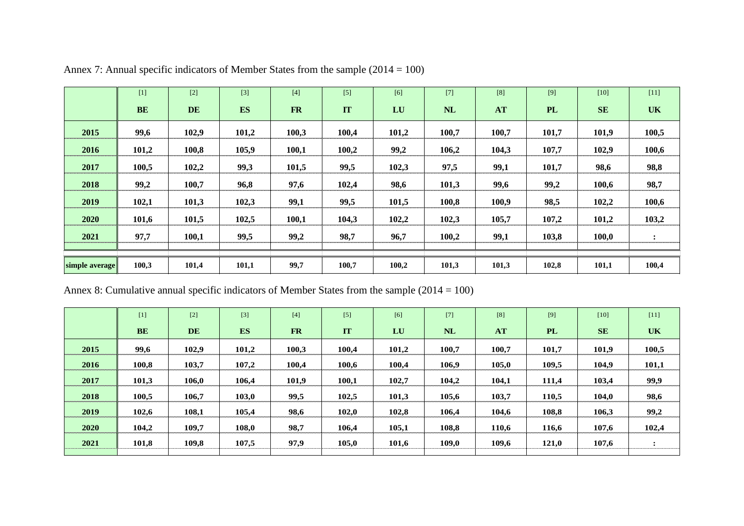Annex 7: Annual specific indicators of Member States from the sample (2014 = 100)

| | [1] | [2] | [3] | [4] | [5] | [6] | [7] | [8] | [9] | [10] | [11] |
|---|---|---|---|---|---|---|---|---|---|---|---|
| | **BE** | **DE** | **ES** | **FR** | **IT** | **LU** | **NL** | **AT** | **PL** | **SE** | **UK** |
| **2015** | **99,6** | **102,9** | **101,2** | **100,3** | **100,4** | **101,2** | **100,7** | **100,7** | **101,7** | **101,9** | **100,5** |
| **2016** | **101,2** | **100,8** | **105,9** | **100,1** | **100,2** | **99,2** | **106,2** | **104,3** | **107,7** | **102,9** | **100,6** |
| **2017** | **100,5** | **102,2** | **99,3** | **101,5** | **99,5** | **102,3** | **97,5** | **99,1** | **101,7** | **98,6** | **98,8** |
| **2018** | **99,2** | **100,7** | **96,8** | **97,6** | **102,4** | **98,6** | **101,3** | **99,6** | **99,2** | **100,6** | **98,7** |
| **2019** | **102,1** | **101,3** | **102,3** | **99,1** | **99,5** | **101,5** | **100,8** | **100,9** | **98,5** | **102,2** | **100,6** |
| **2020** | **101,6** | **101,5** | **102,5** | **100,1** | **104,3** | **102,2** | **102,3** | **105,7** | **107,2** | **101,2** | **103,2** |
| **2021** | **97,7** | **100,1** | **99,5** | **99,2** | **98,7** | **96,7** | **100,2** | **99,1** | **103,8** | **100,0** | **:** |
| **simple average** | **100,3** | **101,4** | **101,1** | **99,7** | **100,7** | **100,2** | **101,3** | **101,3** | **102,8** | **101,1** | **100,4** |

Annex 8: Cumulative annual specific indicators of Member States from the sample (2014 = 100)

| | [1] | [2] | [3] | [4] | [5] | [6] | [7] | [8] | [9] | [10] | [11] |
|---|---|---|---|---|---|---|---|---|---|---|---|
| | **BE** | **DE** | **ES** | **FR** | **IT** | **LU** | **NL** | **AT** | **PL** | **SE** | **UK** |
| **2015** | **99,6** | **102,9** | **101,2** | **100,3** | **100,4** | **101,2** | **100,7** | **100,7** | **101,7** | **101,9** | **100,5** |
| **2016** | **100,8** | **103,7** | **107,2** | **100,4** | **100,6** | **100,4** | **106,9** | **105,0** | **109,5** | **104,9** | **101,1** |
| **2017** | **101,3** | **106,0** | **106,4** | **101,9** | **100,1** | **102,7** | **104,2** | **104,1** | **111,4** | **103,4** | **99,9** |
| **2018** | **100,5** | **106,7** | **103,0** | **99,5** | **102,5** | **101,3** | **105,6** | **103,7** | **110,5** | **104,0** | **98,6** |
| **2019** | **102,6** | **108,1** | **105,4** | **98,6** | **102,0** | **102,8** | **106,4** | **104,6** | **108,8** | **106,3** | **99,2** |
| **2020** | **104,2** | **109,7** | **108,0** | **98,7** | **106,4** | **105,1** | **108,8** | **110,6** | **116,6** | **107,6** | **102,4** |
| **2021** | **101,8** | **109,8** | **107,5** | **97,9** | **105,0** | **101,6** | **109,0** | **109,6** | **121,0** | **107,6** | **:** |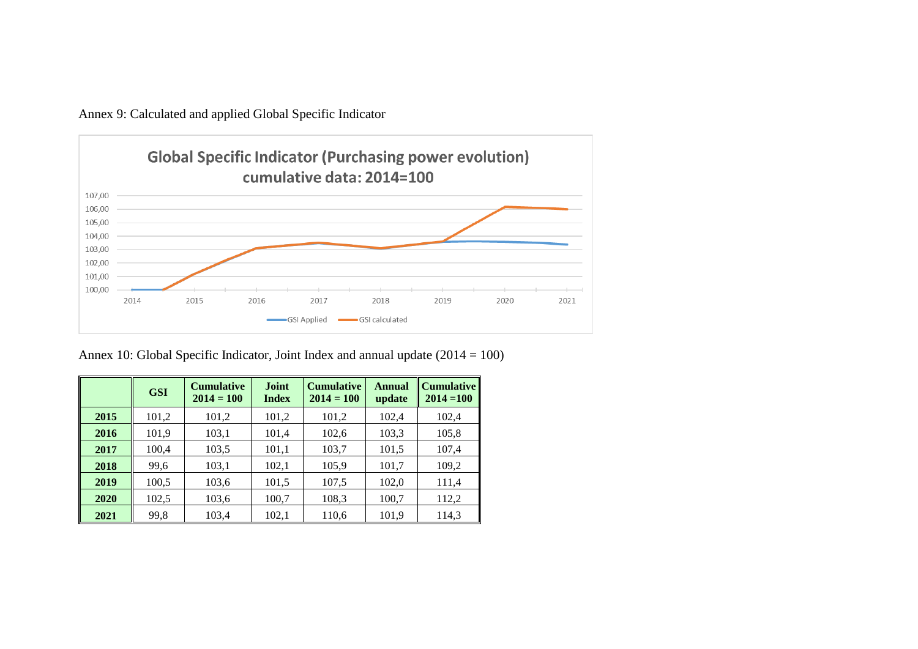Annex 9: Calculated and applied Global Specific Indicator

Annex 10: Global Specific Indicator, Joint Index and annual update (2014 = 100)

| | GSI | Cumulative 2014 = 100 | Joint Index | Cumulative 2014 = 100 | Annual update | Cumulative 2014 =100 |
|---|---|---|---|---|---|---|
| **2015** | 101,2 | 101,2 | 101,2 | 101,2 | 102,4 | 102,4 |
| **2016** | 101,9 | 103,1 | 101,4 | 102,6 | 103,3 | 105,8 |
| **2017** | 100,4 | 103,5 | 101,1 | 103,7 | 101,5 | 107,4 |
| **2018** | 99,6 | 103,1 | 102,1 | 105,9 | 101,7 | 109,2 |
| **2019** | 100,5 | 103,6 | 101,5 | 107,5 | 102,0 | 111,4 |
| **2020** | 102,5 | 103,6 | 100,7 | 108,3 | 100,7 | 112,2 |
| **2021** | 99,8 | 103,4 | 102,1 | 110,6 | 101,9 | 114,3 |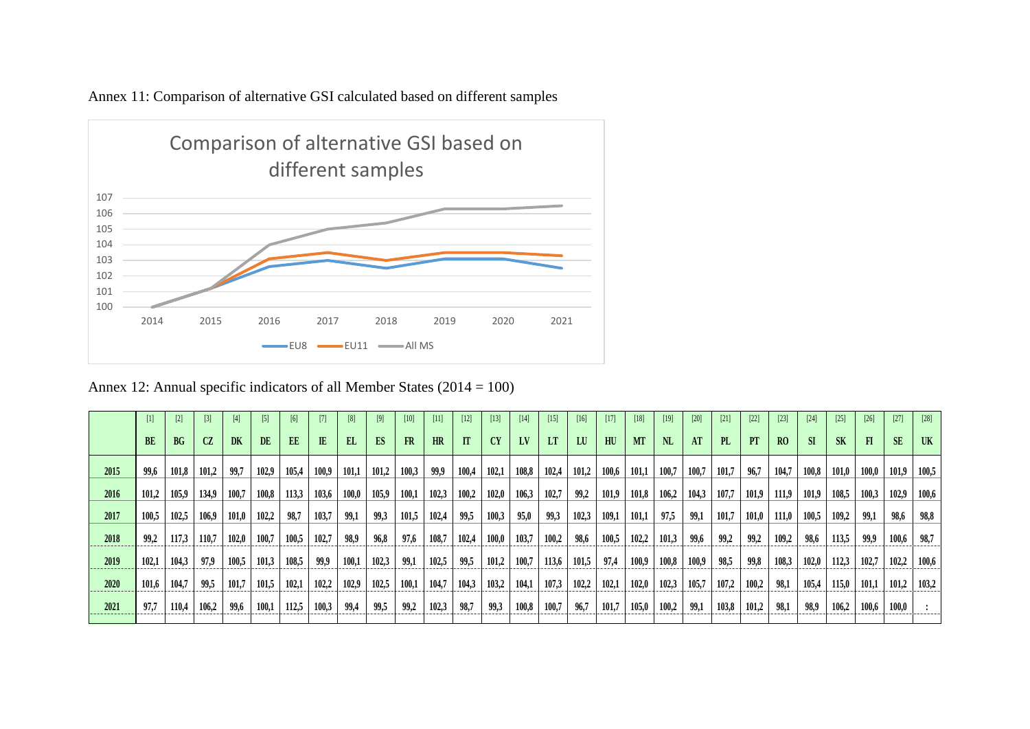Annex 11: Comparison of alternative GSI calculated based on different samples

Annex 12: Annual specific indicators of all Member States (2014 = 100)

| | [1] BE | [2] BG | [3] CZ | [4] DK | [5] DE | [6] EE | [7] IE | [8] EL | [9] ES | [10] FR | [11] HR | [12] IT | [13] CY | [14] LV | [15] LT | [16] LU | [17] HU | [18] MT | [19] NL | [20] AT | [21] PL | [22] PT | [23] RO | [24] SI | [25] SK | [26] FI | [27] SE | [28] UK |
|---|---|---|---|---|---|---|---|---|---|---|---|---|---|---|---|---|---|---|---|---|---|---|---|---|---|---|---|---|
| **2015** | 99,6 | 101,8 | 101,2 | 99,7 | 102,9 | 105,4 | 100,9 | 101,1 | 101,2 | 100,3 | 99,9 | 100,4 | 102,1 | 108,8 | 102,4 | 101,2 | 100,6 | 101,1 | 100,7 | 100,7 | 101,7 | 96,7 | 104,7 | 100,8 | 101,0 | 100,0 | 101,9 | 100,5 |
| **2016** | 101,2 | 105,9 | 134,9 | 100,7 | 100,8 | 113,3 | 103,6 | 100,0 | 105,9 | 100,1 | 102,3 | 100,2 | 102,0 | 106,3 | 102,7 | 99,2 | 101,9 | 101,8 | 106,2 | 104,3 | 107,7 | 101,9 | 111,9 | 101,9 | 108,5 | 100,3 | 102,9 | 100,6 |
| **2017** | 100,5 | 102,5 | 106,9 | 101,0 | 102,2 | 98,7 | 103,7 | 99,1 | 99,3 | 101,5 | 102,4 | 99,5 | 100,3 | 95,0 | 99,3 | 102,3 | 109,1 | 101,1 | 97,5 | 99,1 | 101,7 | 101,0 | 111,0 | 100,5 | 109,2 | 99,1 | 98,6 | 98,8 |
| **2018** | 99,2 | 117,3 | 110,7 | 102,0 | 100,7 | 100,5 | 102,7 | 98,9 | 96,8 | 97,6 | 108,7 | 102,4 | 100,0 | 103,7 | 100,2 | 98,6 | 100,5 | 102,2 | 101,3 | 99,6 | 99,2 | 99,2 | 109,2 | 98,6 | 113,5 | 99,9 | 100,6 | 98,7 |
| **2019** | 102,1 | 104,3 | 97,9 | 100,5 | 101,3 | 108,5 | 99,9 | 100,1 | 102,3 | 99,1 | 102,5 | 99,5 | 101,2 | 100,7 | 113,6 | 101,5 | 97,4 | 100,9 | 100,8 | 100,9 | 98,5 | 99,8 | 108,3 | 102,0 | 112,3 | 102,7 | 102,2 | 100,6 |
| **2020** | 101,6 | 104,7 | 99,5 | 101,7 | 101,5 | 102,1 | 102,2 | 102,9 | 102,5 | 100,1 | 104,7 | 104,3 | 103,2 | 104,1 | 107,3 | 102,2 | 102,1 | 102,0 | 102,3 | 105,7 | 107,2 | 100,2 | 98,1 | 105,4 | 115,0 | 101,1 | 101,2 | 103,2 |
| **2021** | 97,7 | 110,4 | 106,2 | 99,6 | 100,1 | 112,5 | 100,3 | 99,4 | 99,5 | 99,2 | 102,3 | 98,7 | 99,3 | 100,8 | 100,7 | 96,7 | 101,7 | 105,0 | 100,2 | 99,1 | 103,8 | 101,2 | 98,1 | 98,9 | 106,2 | 100,6 | 100,0 | : |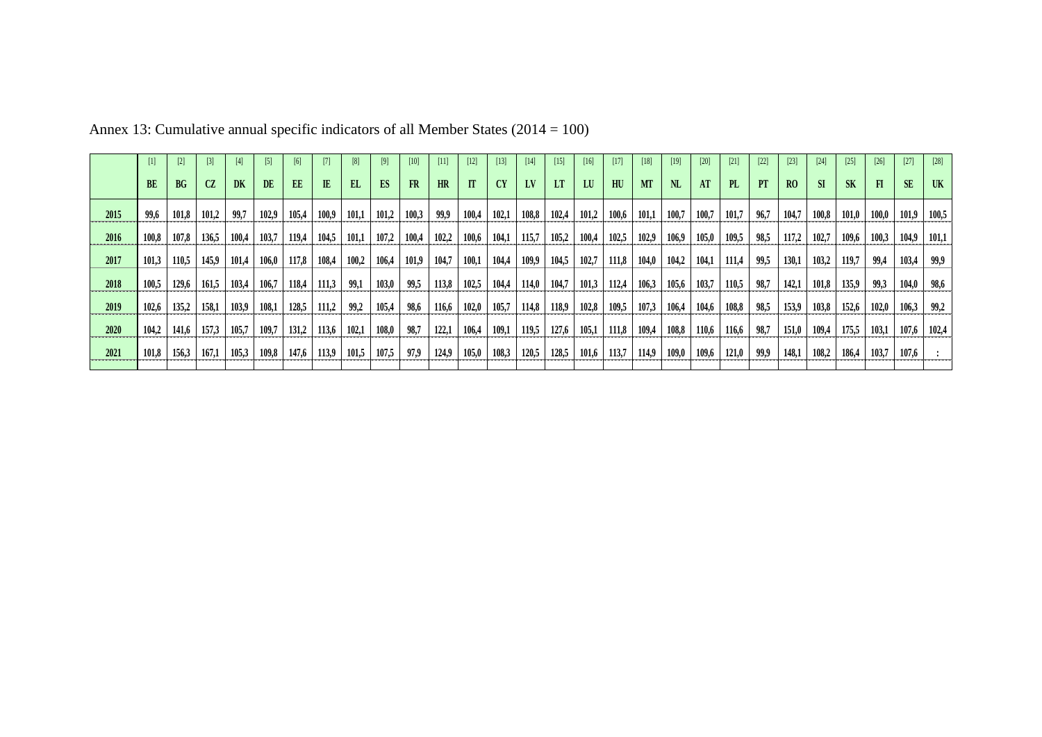Annex 13: Cumulative annual specific indicators of all Member States (2014 = 100)

| | [1] BE | [2] BG | [3] CZ | [4] DK | [5] DE | [6] EE | [7] IE | [8] EL | [9] ES | [10] FR | [11] HR | [12] IT | [13] CY | [14] LV | [15] LT | [16] LU | [17] HU | [18] MT | [19] NL | [20] AT | [21] PL | [22] PT | [23] RO | [24] SI | [25] SK | [26] FI | [27] SE | [28] UK |
|---|---|---|---|---|---|---|---|---|---|---|---|---|---|---|---|---|---|---|---|---|---|---|---|---|---|---|---|---|
| 2015 | 99,6 | 101,8 | 101,2 | 99,7 | 102,9 | 105,4 | 100,9 | 101,1 | 101,2 | 100,3 | 99,9 | 100,4 | 102,1 | 108,8 | 102,4 | 101,2 | 100,6 | 101,1 | 100,7 | 100,7 | 101,7 | 96,7 | 104,7 | 100,8 | 101,0 | 100,0 | 101,9 | 100,5 |
| 2016 | 100,8 | 107,8 | 136,5 | 100,4 | 103,7 | 119,4 | 104,5 | 101,1 | 107,2 | 100,4 | 102,2 | 100,6 | 104,1 | 115,7 | 105,2 | 100,4 | 102,5 | 102,9 | 106,9 | 105,0 | 109,5 | 98,5 | 117,2 | 102,7 | 109,6 | 100,3 | 104,9 | 101,1 |
| 2017 | 101,3 | 110,5 | 145,9 | 101,4 | 106,0 | 117,8 | 108,4 | 100,2 | 106,4 | 101,9 | 104,7 | 100,1 | 104,4 | 109,9 | 104,5 | 102,7 | 111,8 | 104,0 | 104,2 | 104,1 | 111,4 | 99,5 | 130,1 | 103,2 | 119,7 | 99,4 | 103,4 | 99,9 |
| 2018 | 100,5 | 129,6 | 161,5 | 103,4 | 106,7 | 118,4 | 111,3 | 99,1 | 103,0 | 99,5 | 113,8 | 102,5 | 104,4 | 114,0 | 104,7 | 101,3 | 112,4 | 106,3 | 105,6 | 103,7 | 110,5 | 98,7 | 142,1 | 101,8 | 135,9 | 99,3 | 104,0 | 98,6 |
| 2019 | 102,6 | 135,2 | 158,1 | 103,9 | 108,1 | 128,5 | 111,2 | 99,2 | 105,4 | 98,6 | 116,6 | 102,0 | 105,7 | 114,8 | 118,9 | 102,8 | 109,5 | 107,3 | 106,4 | 104,6 | 108,8 | 98,5 | 153,9 | 103,8 | 152,6 | 102,0 | 106,3 | 99,2 |
| 2020 | 104,2 | 141,6 | 157,3 | 105,7 | 109,7 | 131,2 | 113,6 | 102,1 | 108,0 | 98,7 | 122,1 | 106,4 | 109,1 | 119,5 | 127,6 | 105,1 | 111,8 | 109,4 | 108,8 | 110,6 | 116,6 | 98,7 | 151,0 | 109,4 | 175,5 | 103,1 | 107,6 | 102,4 |
| 2021 | 101,8 | 156,3 | 167,1 | 105,3 | 109,8 | 147,6 | 113,9 | 101,5 | 107,5 | 97,9 | 124,9 | 105,0 | 108,3 | 120,5 | 128,5 | 101,6 | 113,7 | 114,9 | 109,0 | 109,6 | 121,0 | 99,9 | 148,1 | 108,2 | 186,4 | 103,7 | 107,6 | : |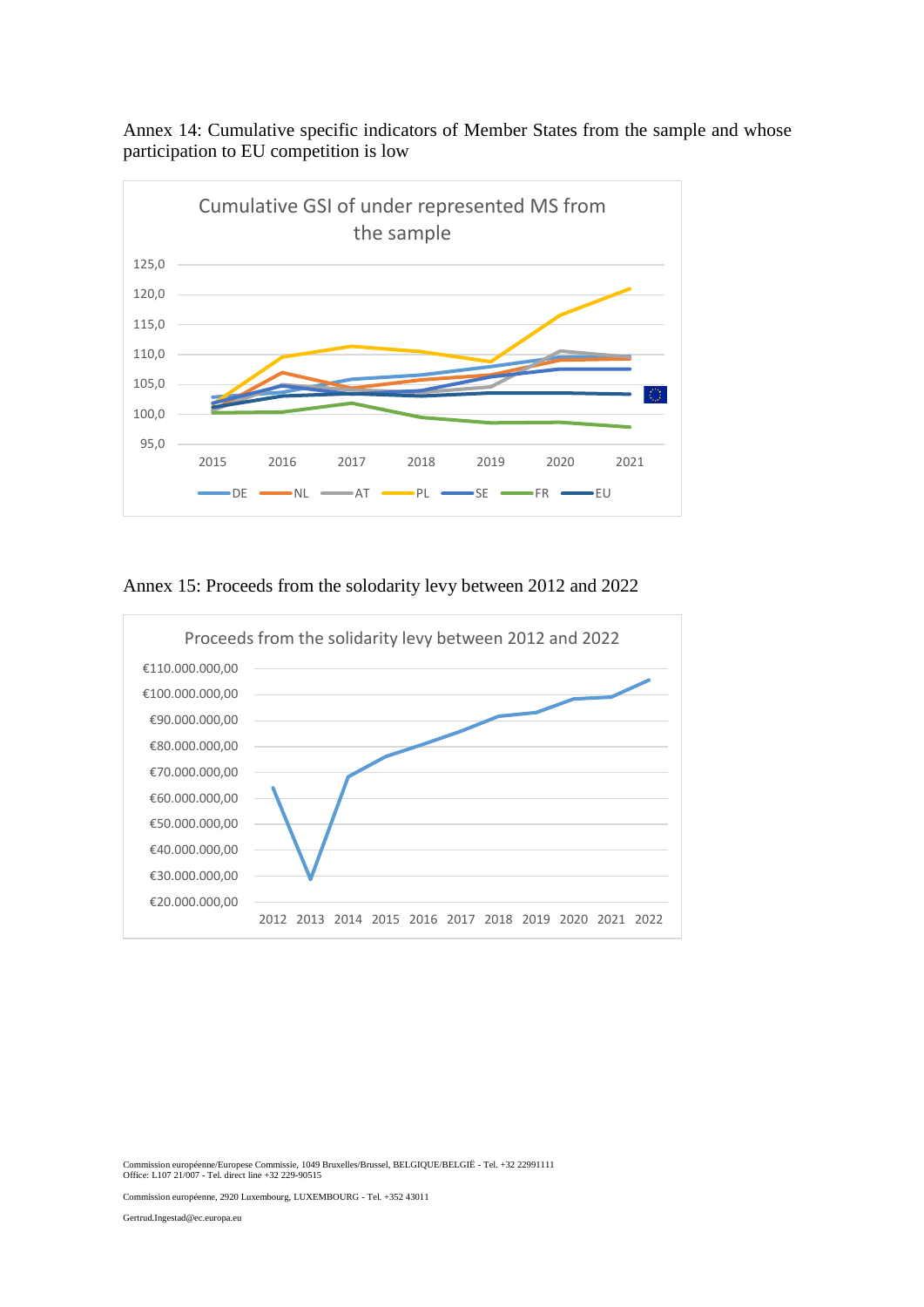Annex 14: Cumulative specific indicators of Member States from the sample and whose participation to EU competition is low

Cumulative GSI of under represented MS from the sample

Annex 15: Proceeds from the solodarity levy between 2012 and 2022

Proceeds from the solidarity levy between 2012 and 2022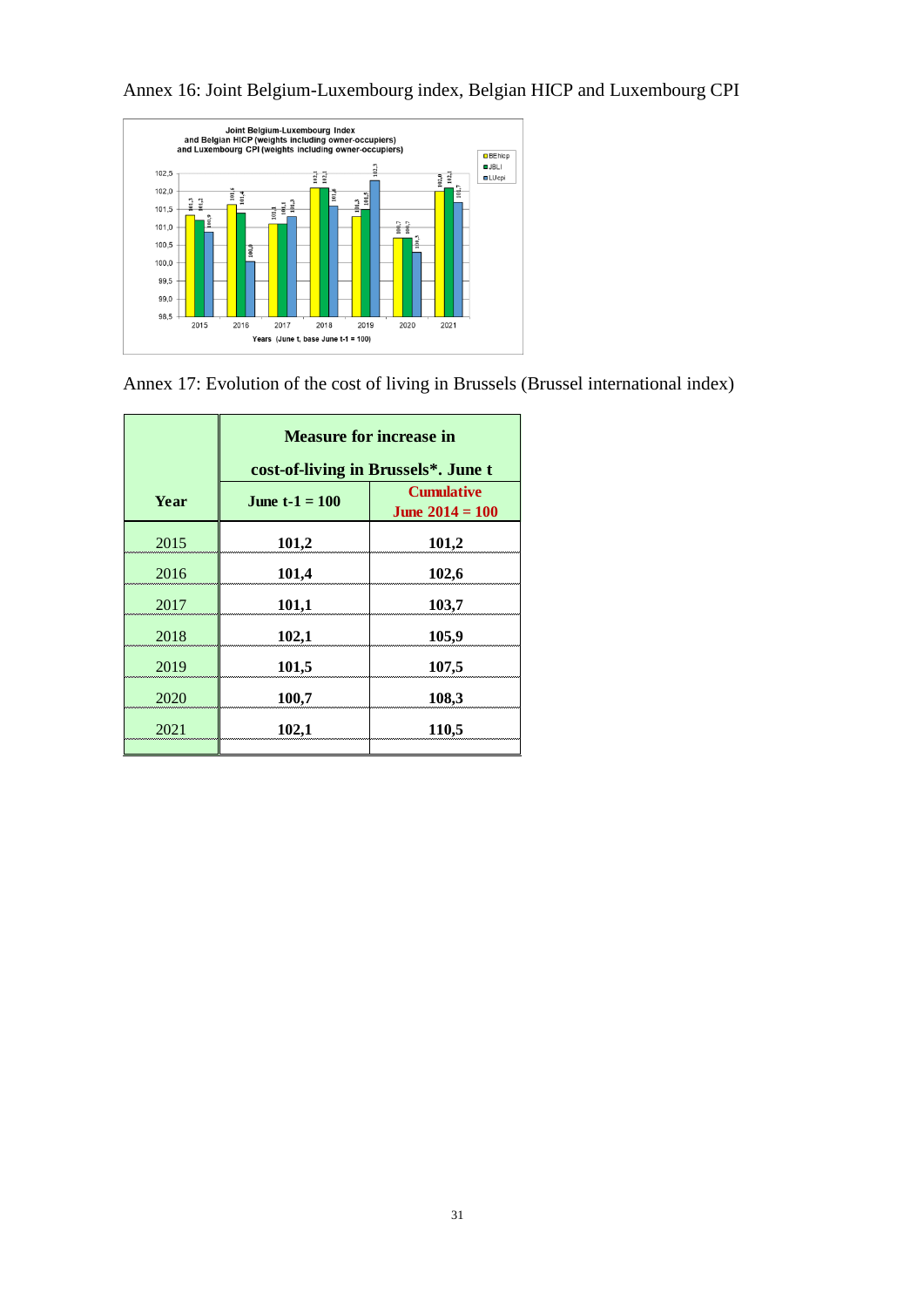Annex 16: Joint Belgium-Luxembourg index, Belgian HICP and Luxembourg CPI

**Joint Belgium-Luxembourg Index and Belgian HICP (weights including owner-occupiers) and Luxembourg CPI (weights including owner-occupiers)**

| Years (June t, base June t-1 = 100) | BEhicp | JBLI | LUcpi |
|---|---|---|---|
| 2015 | 101,3 | 101,2 | 100,9 |
| 2016 | 101,6 | 101,4 | 100,0 |
| 2017 | 101,1 | 101,1 | 101,3 |
| 2018 | 102,1 | 102,1 | 101,6 |
| 2019 | 101,3 | 101,5 | 102,3 |
| 2020 | 100,7 | 100,7 | 100,3 |
| 2021 | 102,0 | 102,1 | 101,7 |

Annex 17: Evolution of the cost of living in Brussels (Brussel international index)

| Year | Measure for increase in cost-of-living in Brussels*. June t | |
|---|---|---|
| | **June t-1 = 100** | **Cumulative June 2014 = 100** |
| 2015 | **101,2** | **101,2** |
| 2016 | **101,4** | **102,6** |
| 2017 | **101,1** | **103,7** |
| 2018 | **102,1** | **105,9** |
| 2019 | **101,5** | **107,5** |
| 2020 | **100,7** | **108,3** |
| 2021 | **102,1** | **110,5** |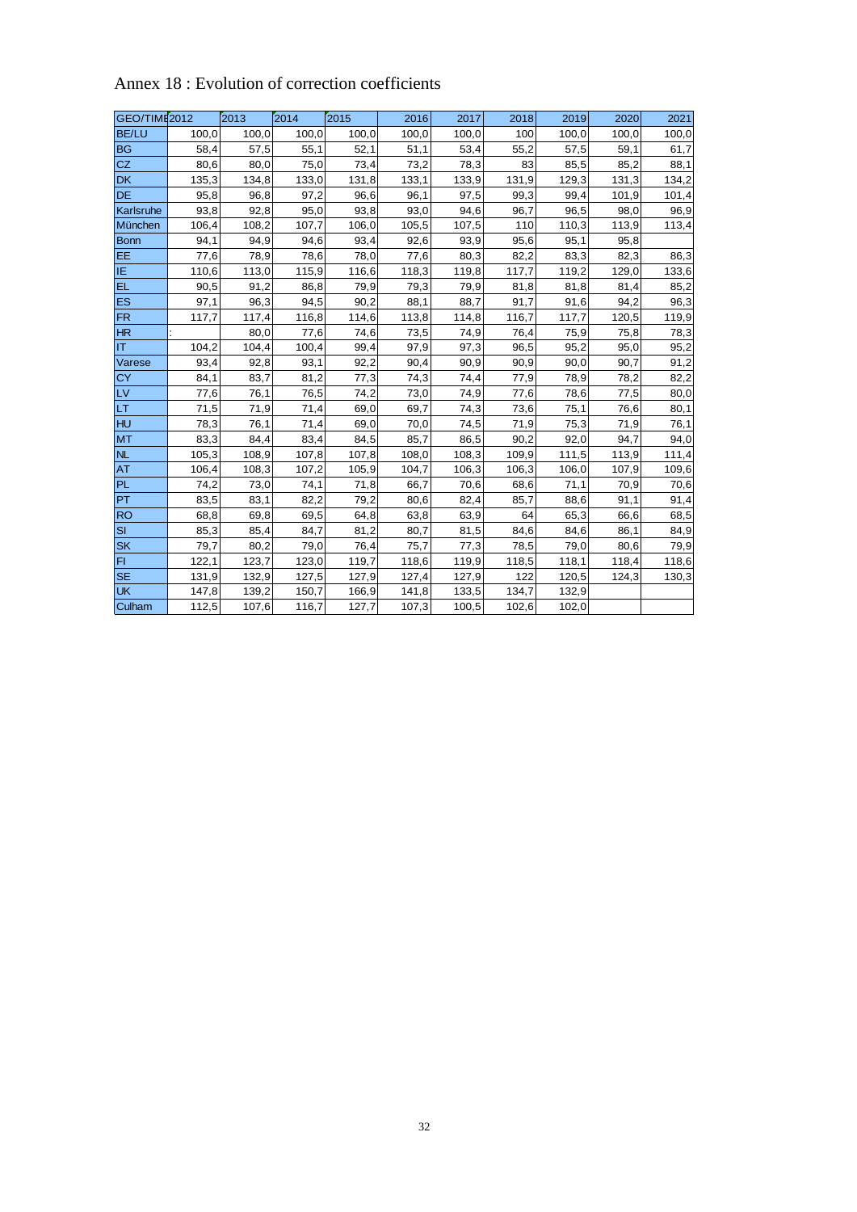# Annex 18 : Evolution of correction coefficients

| GEO/TIME | 2012 | 2013 | 2014 | 2015 | 2016 | 2017 | 2018 | 2019 | 2020 | 2021 |
|---|---|---|---|---|---|---|---|---|---|---|
| BE/LU | 100,0 | 100,0 | 100,0 | 100,0 | 100,0 | 100,0 | 100 | 100,0 | 100,0 | 100,0 |
| BG | 58,4 | 57,5 | 55,1 | 52,1 | 51,1 | 53,4 | 55,2 | 57,5 | 59,1 | 61,7 |
| CZ | 80,6 | 80,0 | 75,0 | 73,4 | 73,2 | 78,3 | 83 | 85,5 | 85,2 | 88,1 |
| DK | 135,3 | 134,8 | 133,0 | 131,8 | 133,1 | 133,9 | 131,9 | 129,3 | 131,3 | 134,2 |
| DE | 95,8 | 96,8 | 97,2 | 96,6 | 96,1 | 97,5 | 99,3 | 99,4 | 101,9 | 101,4 |
| Karlsruhe | 93,8 | 92,8 | 95,0 | 93,8 | 93,0 | 94,6 | 96,7 | 96,5 | 98,0 | 96,9 |
| München | 106,4 | 108,2 | 107,7 | 106,0 | 105,5 | 107,5 | 110 | 110,3 | 113,9 | 113,4 |
| Bonn | 94,1 | 94,9 | 94,6 | 93,4 | 92,6 | 93,9 | 95,6 | 95,1 | 95,8 | |
| EE | 77,6 | 78,9 | 78,6 | 78,0 | 77,6 | 80,3 | 82,2 | 83,3 | 82,3 | 86,3 |
| IE | 110,6 | 113,0 | 115,9 | 116,6 | 118,3 | 119,8 | 117,7 | 119,2 | 129,0 | 133,6 |
| EL | 90,5 | 91,2 | 86,8 | 79,9 | 79,3 | 79,9 | 81,8 | 81,8 | 81,4 | 85,2 |
| ES | 97,1 | 96,3 | 94,5 | 90,2 | 88,1 | 88,7 | 91,7 | 91,6 | 94,2 | 96,3 |
| FR | 117,7 | 117,4 | 116,8 | 114,6 | 113,8 | 114,8 | 116,7 | 117,7 | 120,5 | 119,9 |
| HR | : | 80,0 | 77,6 | 74,6 | 73,5 | 74,9 | 76,4 | 75,9 | 75,8 | 78,3 |
| IT | 104,2 | 104,4 | 100,4 | 99,4 | 97,9 | 97,3 | 96,5 | 95,2 | 95,0 | 95,2 |
| Varese | 93,4 | 92,8 | 93,1 | 92,2 | 90,4 | 90,9 | 90,9 | 90,0 | 90,7 | 91,2 |
| CY | 84,1 | 83,7 | 81,2 | 77,3 | 74,3 | 74,4 | 77,9 | 78,9 | 78,2 | 82,2 |
| LV | 77,6 | 76,1 | 76,5 | 74,2 | 73,0 | 74,9 | 77,6 | 78,6 | 77,5 | 80,0 |
| LT | 71,5 | 71,9 | 71,4 | 69,0 | 69,7 | 74,3 | 73,6 | 75,1 | 76,6 | 80,1 |
| HU | 78,3 | 76,1 | 71,4 | 69,0 | 70,0 | 74,5 | 71,9 | 75,3 | 71,9 | 76,1 |
| MT | 83,3 | 84,4 | 83,4 | 84,5 | 85,7 | 86,5 | 90,2 | 92,0 | 94,7 | 94,0 |
| NL | 105,3 | 108,9 | 107,8 | 107,8 | 108,0 | 108,3 | 109,9 | 111,5 | 113,9 | 111,4 |
| AT | 106,4 | 108,3 | 107,2 | 105,9 | 104,7 | 106,3 | 106,3 | 106,0 | 107,9 | 109,6 |
| PL | 74,2 | 73,0 | 74,1 | 71,8 | 66,7 | 70,6 | 68,6 | 71,1 | 70,9 | 70,6 |
| PT | 83,5 | 83,1 | 82,2 | 79,2 | 80,6 | 82,4 | 85,7 | 88,6 | 91,1 | 91,4 |
| RO | 68,8 | 69,8 | 69,5 | 64,8 | 63,8 | 63,9 | 64 | 65,3 | 66,6 | 68,5 |
| SI | 85,3 | 85,4 | 84,7 | 81,2 | 80,7 | 81,5 | 84,6 | 84,6 | 86,1 | 84,9 |
| SK | 79,7 | 80,2 | 79,0 | 76,4 | 75,7 | 77,3 | 78,5 | 79,0 | 80,6 | 79,9 |
| FI | 122,1 | 123,7 | 123,0 | 119,7 | 118,6 | 119,9 | 118,5 | 118,1 | 118,4 | 118,6 |
| SE | 131,9 | 132,9 | 127,5 | 127,9 | 127,4 | 127,9 | 122 | 120,5 | 124,3 | 130,3 |
| UK | 147,8 | 139,2 | 150,7 | 166,9 | 141,8 | 133,5 | 134,7 | 132,9 | | |
| Culham | 112,5 | 107,6 | 116,7 | 127,7 | 107,3 | 100,5 | 102,6 | 102,0 | | |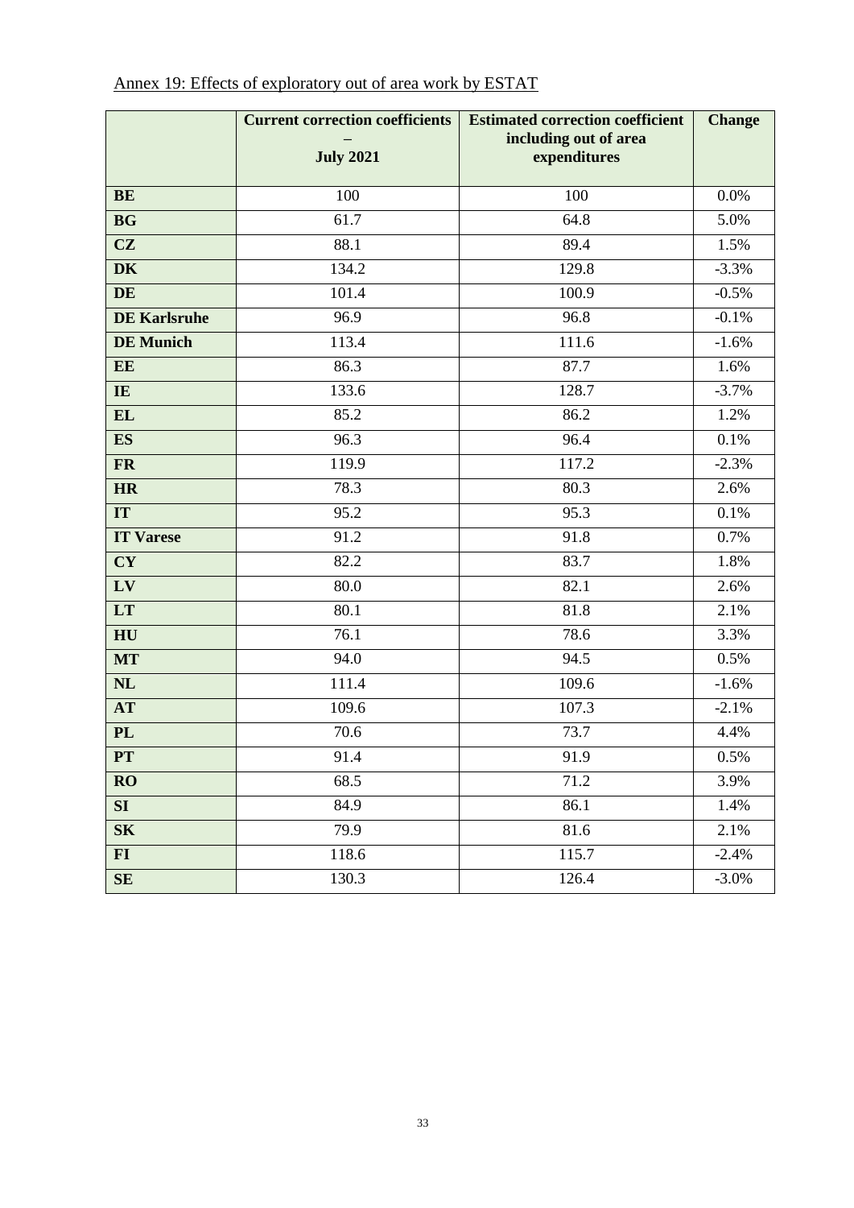Annex 19: Effects of exploratory out of area work by ESTAT

| | **Current correction coefficients – July 2021** | **Estimated correction coefficient including out of area expenditures** | **Change** |
|---|---|---|---|
| **BE** | 100 | 100 | 0.0% |
| **BG** | 61.7 | 64.8 | 5.0% |
| **CZ** | 88.1 | 89.4 | 1.5% |
| **DK** | 134.2 | 129.8 | -3.3% |
| **DE** | 101.4 | 100.9 | -0.5% |
| **DE Karlsruhe** | 96.9 | 96.8 | -0.1% |
| **DE Munich** | 113.4 | 111.6 | -1.6% |
| **EE** | 86.3 | 87.7 | 1.6% |
| **IE** | 133.6 | 128.7 | -3.7% |
| **EL** | 85.2 | 86.2 | 1.2% |
| **ES** | 96.3 | 96.4 | 0.1% |
| **FR** | 119.9 | 117.2 | -2.3% |
| **HR** | 78.3 | 80.3 | 2.6% |
| **IT** | 95.2 | 95.3 | 0.1% |
| **IT Varese** | 91.2 | 91.8 | 0.7% |
| **CY** | 82.2 | 83.7 | 1.8% |
| **LV** | 80.0 | 82.1 | 2.6% |
| **LT** | 80.1 | 81.8 | 2.1% |
| **HU** | 76.1 | 78.6 | 3.3% |
| **MT** | 94.0 | 94.5 | 0.5% |
| **NL** | 111.4 | 109.6 | -1.6% |
| **AT** | 109.6 | 107.3 | -2.1% |
| **PL** | 70.6 | 73.7 | 4.4% |
| **PT** | 91.4 | 91.9 | 0.5% |
| **RO** | 68.5 | 71.2 | 3.9% |
| **SI** | 84.9 | 86.1 | 1.4% |
| **SK** | 79.9 | 81.6 | 2.1% |
| **FI** | 118.6 | 115.7 | -2.4% |
| **SE** | 130.3 | 126.4 | -3.0% |